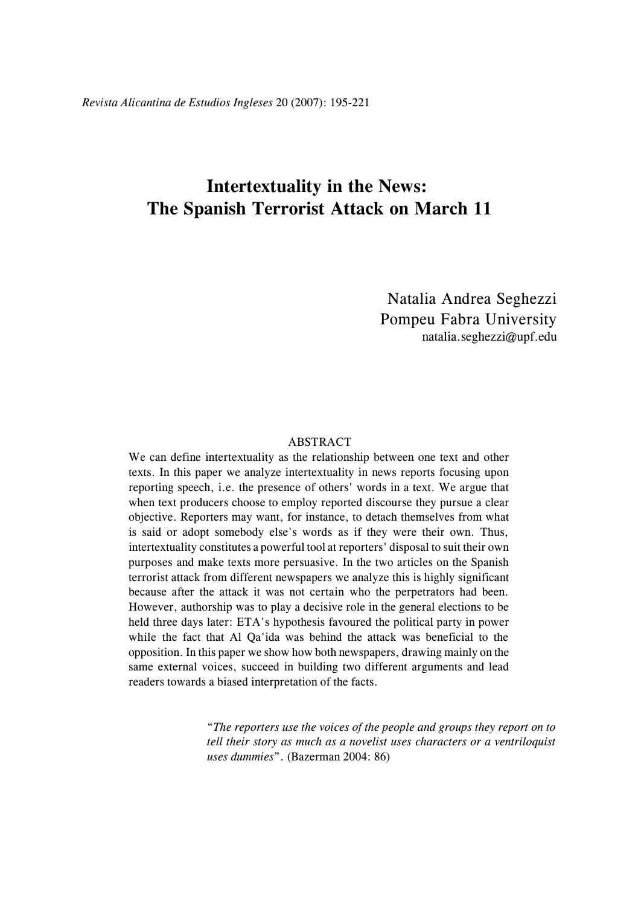# Intertextuality in the News: The Spanish Terrorist Attack on March 11

Natalia Andrea Seghezzi
Pompeu Fabra University
natalia.seghezzi@upf.edu

## ABSTRACT

We can define intertextuality as the relationship between one text and other texts. In this paper we analyze intertextuality in news reports focusing upon reporting speech, i.e. the presence of others' words in a text. We argue that when text producers choose to employ reported discourse they pursue a clear objective. Reporters may want, for instance, to detach themselves from what is said or adopt somebody else's words as if they were their own. Thus, intertextuality constitutes a powerful tool at reporters' disposal to suit their own purposes and make texts more persuasive. In the two articles on the Spanish terrorist attack from different newspapers we analyze this is highly significant because after the attack it was not certain who the perpetrators had been. However, authorship was to play a decisive role in the general elections to be held three days later: ETA's hypothesis favoured the political party in power while the fact that Al Qa'ida was behind the attack was beneficial to the opposition. In this paper we show how both newspapers, drawing mainly on the same external voices, succeed in building two different arguments and lead readers towards a biased interpretation of the facts.

> "*The reporters use the voices of the people and groups they report on to tell their story as much as a novelist uses characters or a ventriloquist uses dummies*". (Bazerman 2004: 86)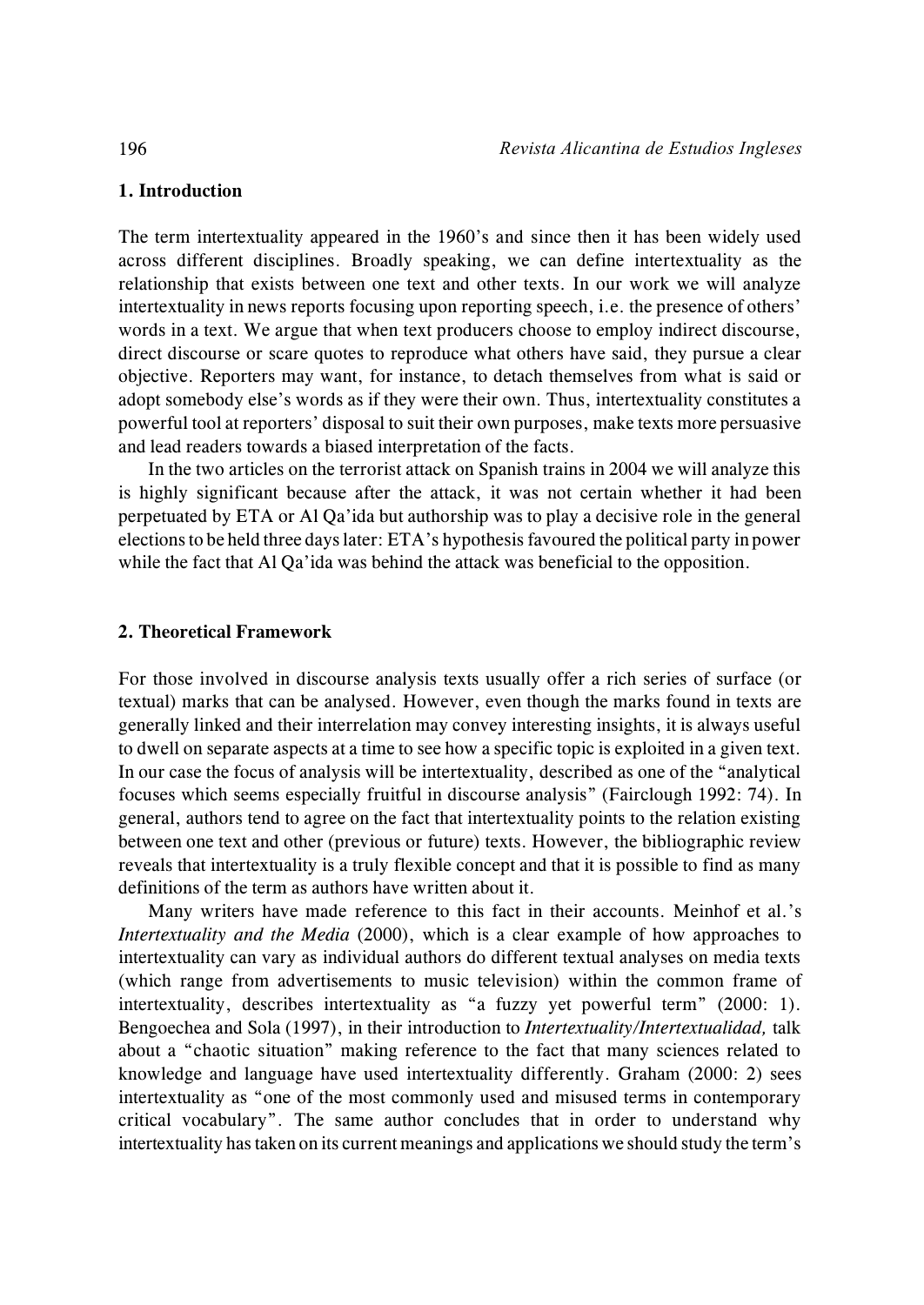## 1. Introduction

The term intertextuality appeared in the 1960's and since then it has been widely used across different disciplines. Broadly speaking, we can define intertextuality as the relationship that exists between one text and other texts. In our work we will analyze intertextuality in news reports focusing upon reporting speech, i.e. the presence of others' words in a text. We argue that when text producers choose to employ indirect discourse, direct discourse or scare quotes to reproduce what others have said, they pursue a clear objective. Reporters may want, for instance, to detach themselves from what is said or adopt somebody else's words as if they were their own. Thus, intertextuality constitutes a powerful tool at reporters' disposal to suit their own purposes, make texts more persuasive and lead readers towards a biased interpretation of the facts.

In the two articles on the terrorist attack on Spanish trains in 2004 we will analyze this is highly significant because after the attack, it was not certain whether it had been perpetuated by ETA or Al Qa'ida but authorship was to play a decisive role in the general elections to be held three days later: ETA's hypothesis favoured the political party in power while the fact that Al Qa'ida was behind the attack was beneficial to the opposition.

## 2. Theoretical Framework

For those involved in discourse analysis texts usually offer a rich series of surface (or textual) marks that can be analysed. However, even though the marks found in texts are generally linked and their interrelation may convey interesting insights, it is always useful to dwell on separate aspects at a time to see how a specific topic is exploited in a given text. In our case the focus of analysis will be intertextuality, described as one of the "analytical focuses which seems especially fruitful in discourse analysis" (Fairclough 1992: 74). In general, authors tend to agree on the fact that intertextuality points to the relation existing between one text and other (previous or future) texts. However, the bibliographic review reveals that intertextuality is a truly flexible concept and that it is possible to find as many definitions of the term as authors have written about it.

Many writers have made reference to this fact in their accounts. Meinhof et al.'s *Intertextuality and the Media* (2000), which is a clear example of how approaches to intertextuality can vary as individual authors do different textual analyses on media texts (which range from advertisements to music television) within the common frame of intertextuality, describes intertextuality as "a fuzzy yet powerful term" (2000: 1). Bengoechea and Sola (1997), in their introduction to *Intertextuality/Intertextualidad,* talk about a "chaotic situation" making reference to the fact that many sciences related to knowledge and language have used intertextuality differently. Graham (2000: 2) sees intertextuality as "one of the most commonly used and misused terms in contemporary critical vocabulary". The same author concludes that in order to understand why intertextuality has taken on its current meanings and applications we should study the term's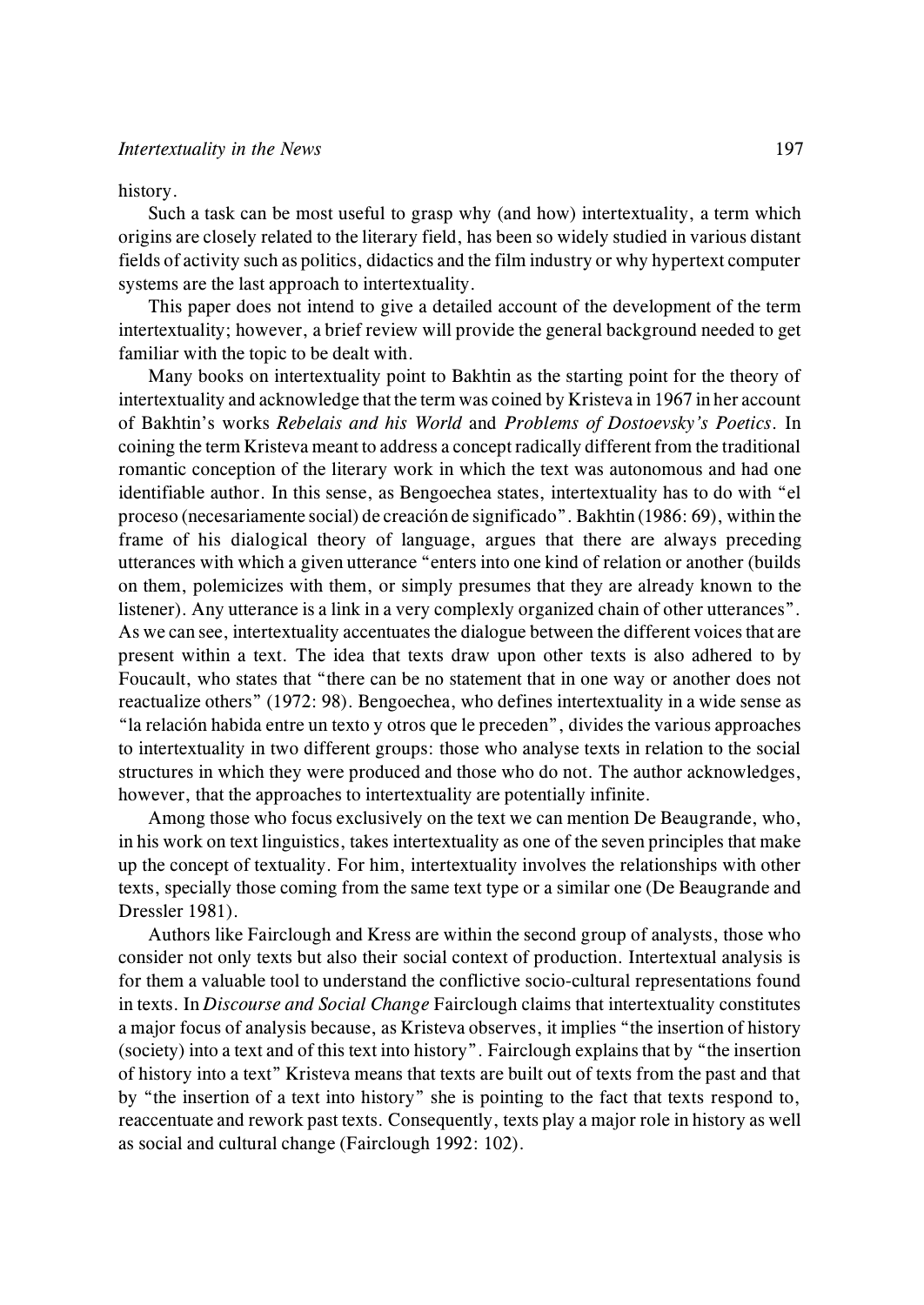history.

Such a task can be most useful to grasp why (and how) intertextuality, a term which origins are closely related to the literary field, has been so widely studied in various distant fields of activity such as politics, didactics and the film industry or why hypertext computer systems are the last approach to intertextuality.

This paper does not intend to give a detailed account of the development of the term intertextuality; however, a brief review will provide the general background needed to get familiar with the topic to be dealt with.

Many books on intertextuality point to Bakhtin as the starting point for the theory of intertextuality and acknowledge that the term was coined by Kristeva in 1967 in her account of Bakhtin's works *Rebelais and his World* and *Problems of Dostoevsky's Poetics*. In coining the term Kristeva meant to address a concept radically different from the traditional romantic conception of the literary work in which the text was autonomous and had one identifiable author. In this sense, as Bengoechea states, intertextuality has to do with "el proceso (necesariamente social) de creación de significado". Bakhtin (1986: 69), within the frame of his dialogical theory of language, argues that there are always preceding utterances with which a given utterance "enters into one kind of relation or another (builds on them, polemicizes with them, or simply presumes that they are already known to the listener). Any utterance is a link in a very complexly organized chain of other utterances". As we can see, intertextuality accentuates the dialogue between the different voices that are present within a text. The idea that texts draw upon other texts is also adhered to by Foucault, who states that "there can be no statement that in one way or another does not reactualize others" (1972: 98). Bengoechea, who defines intertextuality in a wide sense as "la relación habida entre un texto y otros que le preceden", divides the various approaches to intertextuality in two different groups: those who analyse texts in relation to the social structures in which they were produced and those who do not. The author acknowledges, however, that the approaches to intertextuality are potentially infinite.

Among those who focus exclusively on the text we can mention De Beaugrande, who, in his work on text linguistics, takes intertextuality as one of the seven principles that make up the concept of textuality. For him, intertextuality involves the relationships with other texts, specially those coming from the same text type or a similar one (De Beaugrande and Dressler 1981).

Authors like Fairclough and Kress are within the second group of analysts, those who consider not only texts but also their social context of production. Intertextual analysis is for them a valuable tool to understand the conflictive socio-cultural representations found in texts. In *Discourse and Social Change* Fairclough claims that intertextuality constitutes a major focus of analysis because, as Kristeva observes, it implies "the insertion of history (society) into a text and of this text into history". Fairclough explains that by "the insertion of history into a text" Kristeva means that texts are built out of texts from the past and that by "the insertion of a text into history" she is pointing to the fact that texts respond to, reaccentuate and rework past texts. Consequently, texts play a major role in history as well as social and cultural change (Fairclough 1992: 102).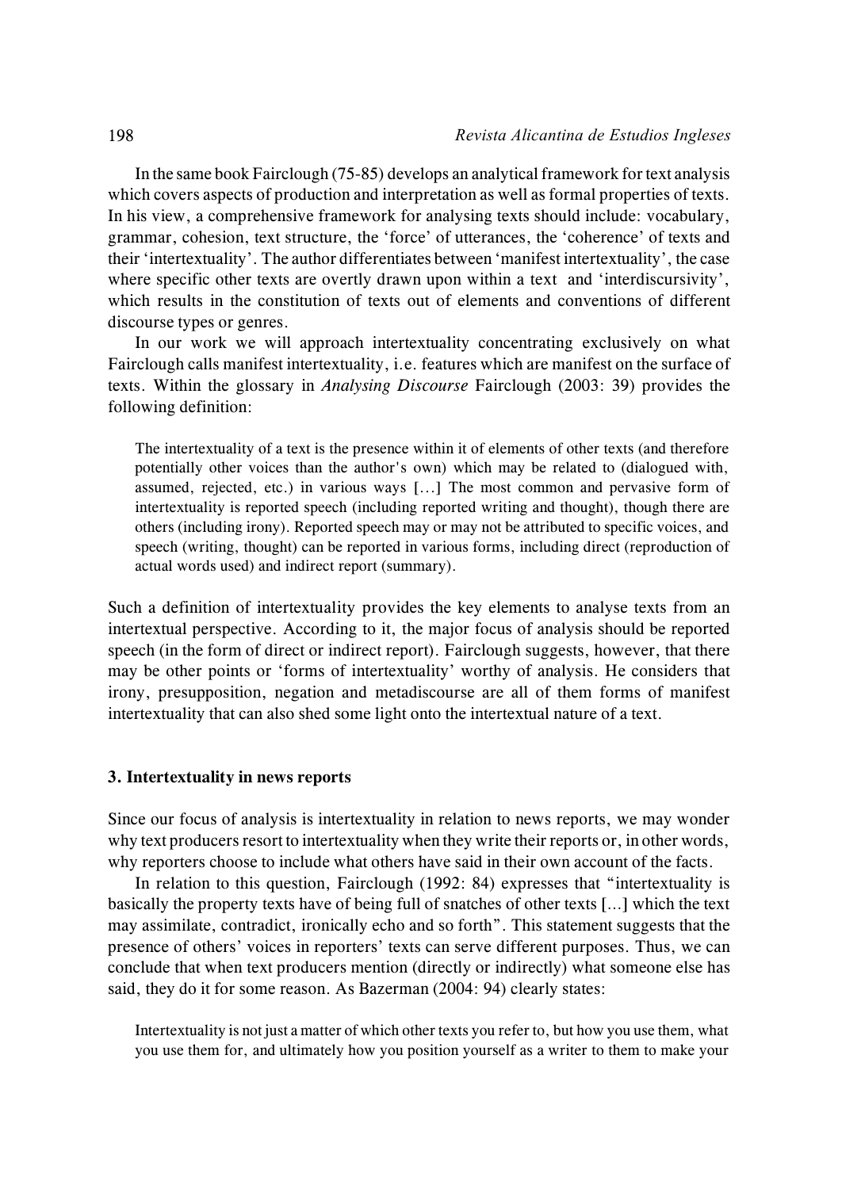In the same book Fairclough (75-85) develops an analytical framework for text analysis which covers aspects of production and interpretation as well as formal properties of texts. In his view, a comprehensive framework for analysing texts should include: vocabulary, grammar, cohesion, text structure, the 'force' of utterances, the 'coherence' of texts and their 'intertextuality'. The author differentiates between 'manifest intertextuality', the case where specific other texts are overtly drawn upon within a text and 'interdiscursivity', which results in the constitution of texts out of elements and conventions of different discourse types or genres.

In our work we will approach intertextuality concentrating exclusively on what Fairclough calls manifest intertextuality, i.e. features which are manifest on the surface of texts. Within the glossary in *Analysing Discourse* Fairclough (2003: 39) provides the following definition:

> The intertextuality of a text is the presence within it of elements of other texts (and therefore potentially other voices than the author's own) which may be related to (dialogued with, assumed, rejected, etc.) in various ways […] The most common and pervasive form of intertextuality is reported speech (including reported writing and thought), though there are others (including irony). Reported speech may or may not be attributed to specific voices, and speech (writing, thought) can be reported in various forms, including direct (reproduction of actual words used) and indirect report (summary).

Such a definition of intertextuality provides the key elements to analyse texts from an intertextual perspective. According to it, the major focus of analysis should be reported speech (in the form of direct or indirect report). Fairclough suggests, however, that there may be other points or 'forms of intertextuality' worthy of analysis. He considers that irony, presupposition, negation and metadiscourse are all of them forms of manifest intertextuality that can also shed some light onto the intertextual nature of a text.

## 3. Intertextuality in news reports

Since our focus of analysis is intertextuality in relation to news reports, we may wonder why text producers resort to intertextuality when they write their reports or, in other words, why reporters choose to include what others have said in their own account of the facts.

In relation to this question, Fairclough (1992: 84) expresses that "intertextuality is basically the property texts have of being full of snatches of other texts [...] which the text may assimilate, contradict, ironically echo and so forth". This statement suggests that the presence of others' voices in reporters' texts can serve different purposes. Thus, we can conclude that when text producers mention (directly or indirectly) what someone else has said, they do it for some reason. As Bazerman (2004: 94) clearly states:

> Intertextuality is not just a matter of which other texts you refer to, but how you use them, what you use them for, and ultimately how you position yourself as a writer to them to make your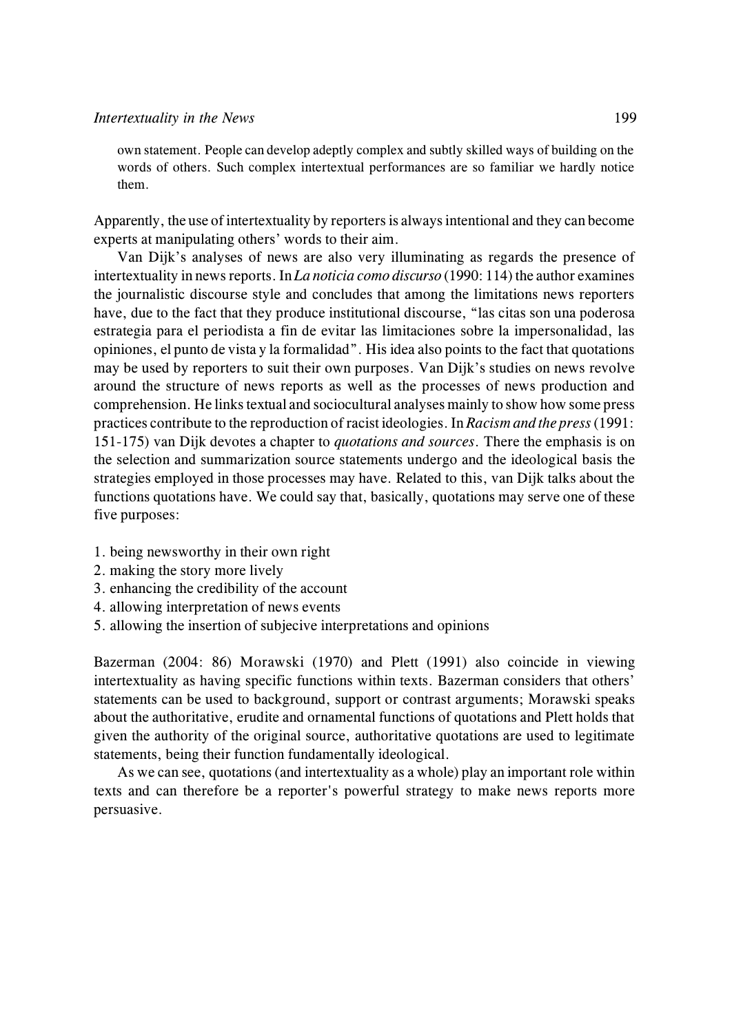own statement. People can develop adeptly complex and subtly skilled ways of building on the words of others. Such complex intertextual performances are so familiar we hardly notice them.

Apparently, the use of intertextuality by reporters is always intentional and they can become experts at manipulating others' words to their aim.

Van Dijk's analyses of news are also very illuminating as regards the presence of intertextuality in news reports. In *La noticia como discurso* (1990: 114) the author examines the journalistic discourse style and concludes that among the limitations news reporters have, due to the fact that they produce institutional discourse, "las citas son una poderosa estrategia para el periodista a fin de evitar las limitaciones sobre la impersonalidad, las opiniones, el punto de vista y la formalidad". His idea also points to the fact that quotations may be used by reporters to suit their own purposes. Van Dijk's studies on news revolve around the structure of news reports as well as the processes of news production and comprehension. He links textual and sociocultural analyses mainly to show how some press practices contribute to the reproduction of racist ideologies. In *Racism and the press* (1991: 151-175) van Dijk devotes a chapter to *quotations and sources*. There the emphasis is on the selection and summarization source statements undergo and the ideological basis the strategies employed in those processes may have. Related to this, van Dijk talks about the functions quotations have. We could say that, basically, quotations may serve one of these five purposes:

1. being newsworthy in their own right
2. making the story more lively
3. enhancing the credibility of the account
4. allowing interpretation of news events
5. allowing the insertion of subjecive interpretations and opinions

Bazerman (2004: 86) Morawski (1970) and Plett (1991) also coincide in viewing intertextuality as having specific functions within texts. Bazerman considers that others' statements can be used to background, support or contrast arguments; Morawski speaks about the authoritative, erudite and ornamental functions of quotations and Plett holds that given the authority of the original source, authoritative quotations are used to legitimate statements, being their function fundamentally ideological.

As we can see, quotations (and intertextuality as a whole) play an important role within texts and can therefore be a reporter's powerful strategy to make news reports more persuasive.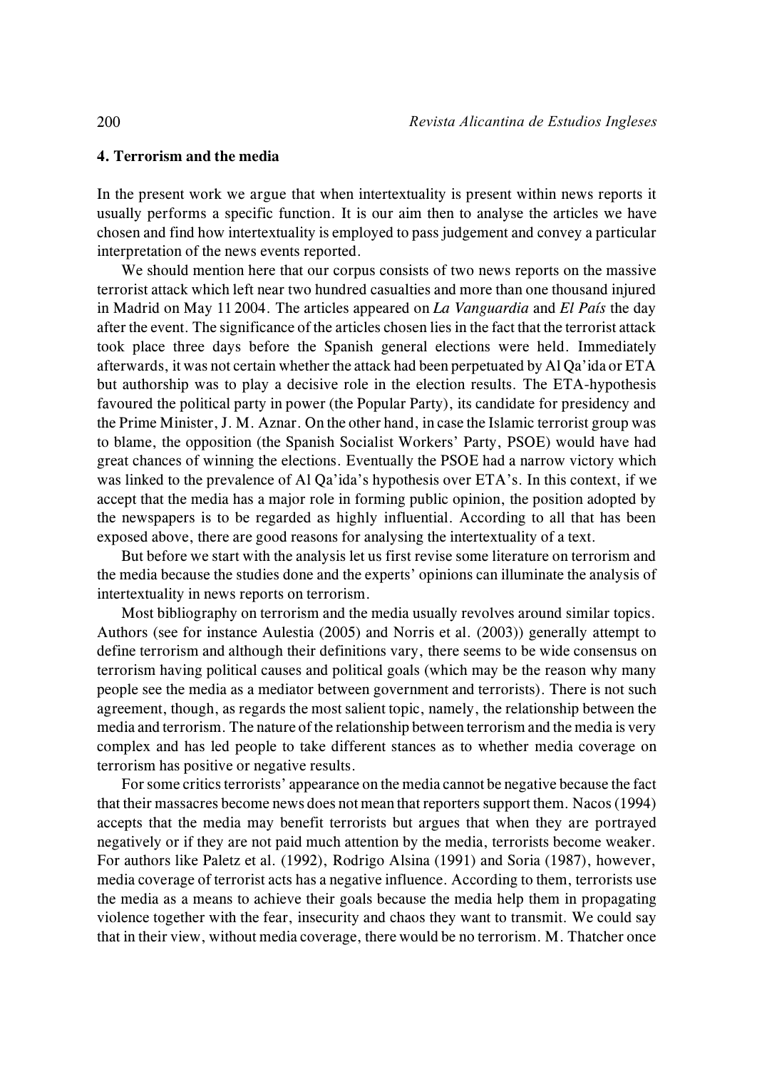## 4. Terrorism and the media

In the present work we argue that when intertextuality is present within news reports it usually performs a specific function. It is our aim then to analyse the articles we have chosen and find how intertextuality is employed to pass judgement and convey a particular interpretation of the news events reported.

We should mention here that our corpus consists of two news reports on the massive terrorist attack which left near two hundred casualties and more than one thousand injured in Madrid on May 11 2004. The articles appeared on *La Vanguardia* and *El País* the day after the event. The significance of the articles chosen lies in the fact that the terrorist attack took place three days before the Spanish general elections were held. Immediately afterwards, it was not certain whether the attack had been perpetuated by Al Qa'ida or ETA but authorship was to play a decisive role in the election results. The ETA-hypothesis favoured the political party in power (the Popular Party), its candidate for presidency and the Prime Minister, J. M. Aznar. On the other hand, in case the Islamic terrorist group was to blame, the opposition (the Spanish Socialist Workers' Party, PSOE) would have had great chances of winning the elections. Eventually the PSOE had a narrow victory which was linked to the prevalence of Al Qa'ida's hypothesis over ETA's. In this context, if we accept that the media has a major role in forming public opinion, the position adopted by the newspapers is to be regarded as highly influential. According to all that has been exposed above, there are good reasons for analysing the intertextuality of a text.

But before we start with the analysis let us first revise some literature on terrorism and the media because the studies done and the experts' opinions can illuminate the analysis of intertextuality in news reports on terrorism.

Most bibliography on terrorism and the media usually revolves around similar topics. Authors (see for instance Aulestia (2005) and Norris et al. (2003)) generally attempt to define terrorism and although their definitions vary, there seems to be wide consensus on terrorism having political causes and political goals (which may be the reason why many people see the media as a mediator between government and terrorists). There is not such agreement, though, as regards the most salient topic, namely, the relationship between the media and terrorism. The nature of the relationship between terrorism and the media is very complex and has led people to take different stances as to whether media coverage on terrorism has positive or negative results.

For some critics terrorists' appearance on the media cannot be negative because the fact that their massacres become news does not mean that reporters support them. Nacos (1994) accepts that the media may benefit terrorists but argues that when they are portrayed negatively or if they are not paid much attention by the media, terrorists become weaker. For authors like Paletz et al. (1992), Rodrigo Alsina (1991) and Soria (1987), however, media coverage of terrorist acts has a negative influence. According to them, terrorists use the media as a means to achieve their goals because the media help them in propagating violence together with the fear, insecurity and chaos they want to transmit. We could say that in their view, without media coverage, there would be no terrorism. M. Thatcher once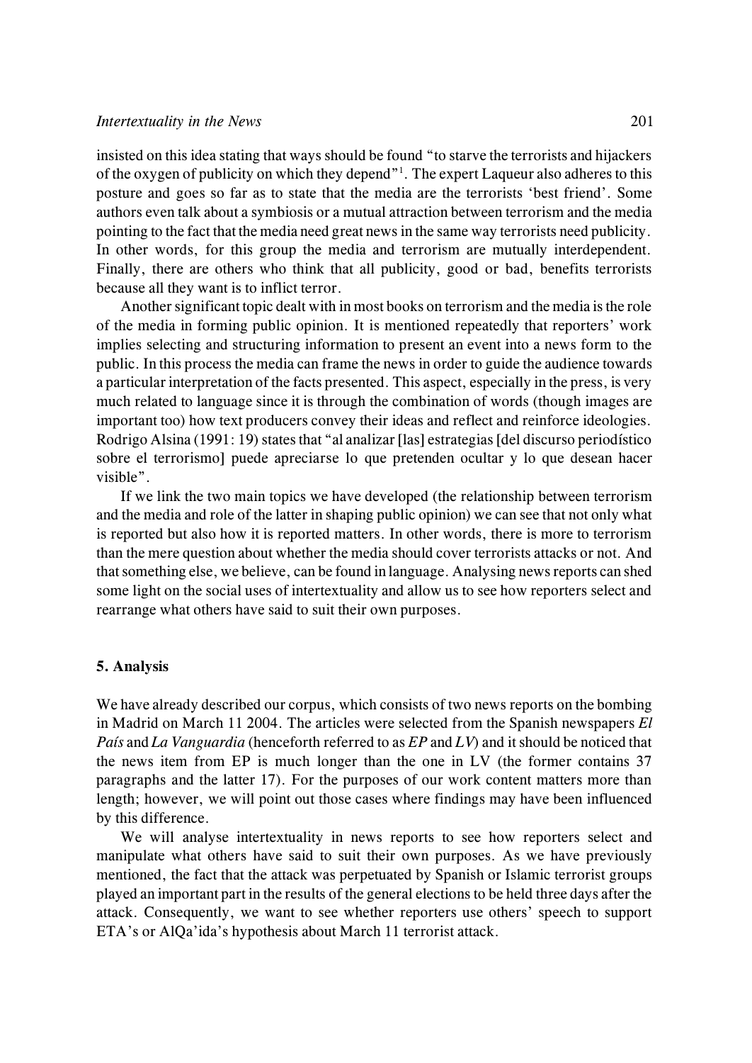insisted on this idea stating that ways should be found "to starve the terrorists and hijackers of the oxygen of publicity on which they depend"[1]. The expert Laqueur also adheres to this posture and goes so far as to state that the media are the terrorists 'best friend'. Some authors even talk about a symbiosis or a mutual attraction between terrorism and the media pointing to the fact that the media need great news in the same way terrorists need publicity. In other words, for this group the media and terrorism are mutually interdependent. Finally, there are others who think that all publicity, good or bad, benefits terrorists because all they want is to inflict terror.

Another significant topic dealt with in most books on terrorism and the media is the role of the media in forming public opinion. It is mentioned repeatedly that reporters' work implies selecting and structuring information to present an event into a news form to the public. In this process the media can frame the news in order to guide the audience towards a particular interpretation of the facts presented. This aspect, especially in the press, is very much related to language since it is through the combination of words (though images are important too) how text producers convey their ideas and reflect and reinforce ideologies. Rodrigo Alsina (1991: 19) states that "al analizar [las] estrategias [del discurso periodístico sobre el terrorismo] puede apreciarse lo que pretenden ocultar y lo que desean hacer visible".

If we link the two main topics we have developed (the relationship between terrorism and the media and role of the latter in shaping public opinion) we can see that not only what is reported but also how it is reported matters. In other words, there is more to terrorism than the mere question about whether the media should cover terrorists attacks or not. And that something else, we believe, can be found in language. Analysing news reports can shed some light on the social uses of intertextuality and allow us to see how reporters select and rearrange what others have said to suit their own purposes.

## 5. Analysis

We have already described our corpus, which consists of two news reports on the bombing in Madrid on March 11 2004. The articles were selected from the Spanish newspapers *El País* and *La Vanguardia* (henceforth referred to as *EP* and *LV*) and it should be noticed that the news item from EP is much longer than the one in LV (the former contains 37 paragraphs and the latter 17). For the purposes of our work content matters more than length; however, we will point out those cases where findings may have been influenced by this difference.

We will analyse intertextuality in news reports to see how reporters select and manipulate what others have said to suit their own purposes. As we have previously mentioned, the fact that the attack was perpetuated by Spanish or Islamic terrorist groups played an important part in the results of the general elections to be held three days after the attack. Consequently, we want to see whether reporters use others' speech to support ETA's or AlQa'ida's hypothesis about March 11 terrorist attack.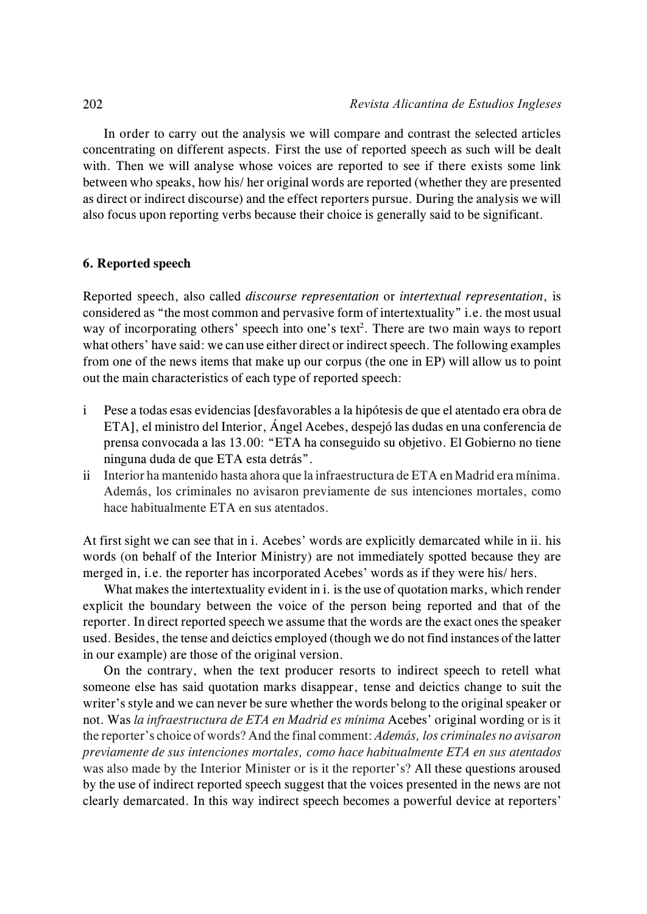In order to carry out the analysis we will compare and contrast the selected articles concentrating on different aspects. First the use of reported speech as such will be dealt with. Then we will analyse whose voices are reported to see if there exists some link between who speaks, how his/ her original words are reported (whether they are presented as direct or indirect discourse) and the effect reporters pursue. During the analysis we will also focus upon reporting verbs because their choice is generally said to be significant.

### 6. Reported speech

Reported speech, also called *discourse representation* or *intertextual representation*, is considered as "the most common and pervasive form of intertextuality" i.e. the most usual way of incorporating others' speech into one's text[2]. There are two main ways to report what others' have said: we can use either direct or indirect speech. The following examples from one of the news items that make up our corpus (the one in EP) will allow us to point out the main characteristics of each type of reported speech:

i Pese a todas esas evidencias [desfavorables a la hipótesis de que el atentado era obra de ETA], el ministro del Interior, Ángel Acebes, despejó las dudas en una conferencia de prensa convocada a las 13.00: "ETA ha conseguido su objetivo. El Gobierno no tiene ninguna duda de que ETA esta detrás".

ii Interior ha mantenido hasta ahora que la infraestructura de ETA en Madrid era mínima. Además, los criminales no avisaron previamente de sus intenciones mortales, como hace habitualmente ETA en sus atentados.

At first sight we can see that in i. Acebes' words are explicitly demarcated while in ii. his words (on behalf of the Interior Ministry) are not immediately spotted because they are merged in, i.e. the reporter has incorporated Acebes' words as if they were his/ hers.

What makes the intertextuality evident in i. is the use of quotation marks, which render explicit the boundary between the voice of the person being reported and that of the reporter. In direct reported speech we assume that the words are the exact ones the speaker used. Besides, the tense and deictics employed (though we do not find instances of the latter in our example) are those of the original version.

On the contrary, when the text producer resorts to indirect speech to retell what someone else has said quotation marks disappear, tense and deictics change to suit the writer's style and we can never be sure whether the words belong to the original speaker or not. Was *la infraestructura de ETA en Madrid es mínima* Acebes' original wording or is it the reporter's choice of words? And the final comment: *Además, los criminales no avisaron previamente de sus intenciones mortales, como hace habitualmente ETA en sus atentados* was also made by the Interior Minister or is it the reporter's? All these questions aroused by the use of indirect reported speech suggest that the voices presented in the news are not clearly demarcated. In this way indirect speech becomes a powerful device at reporters'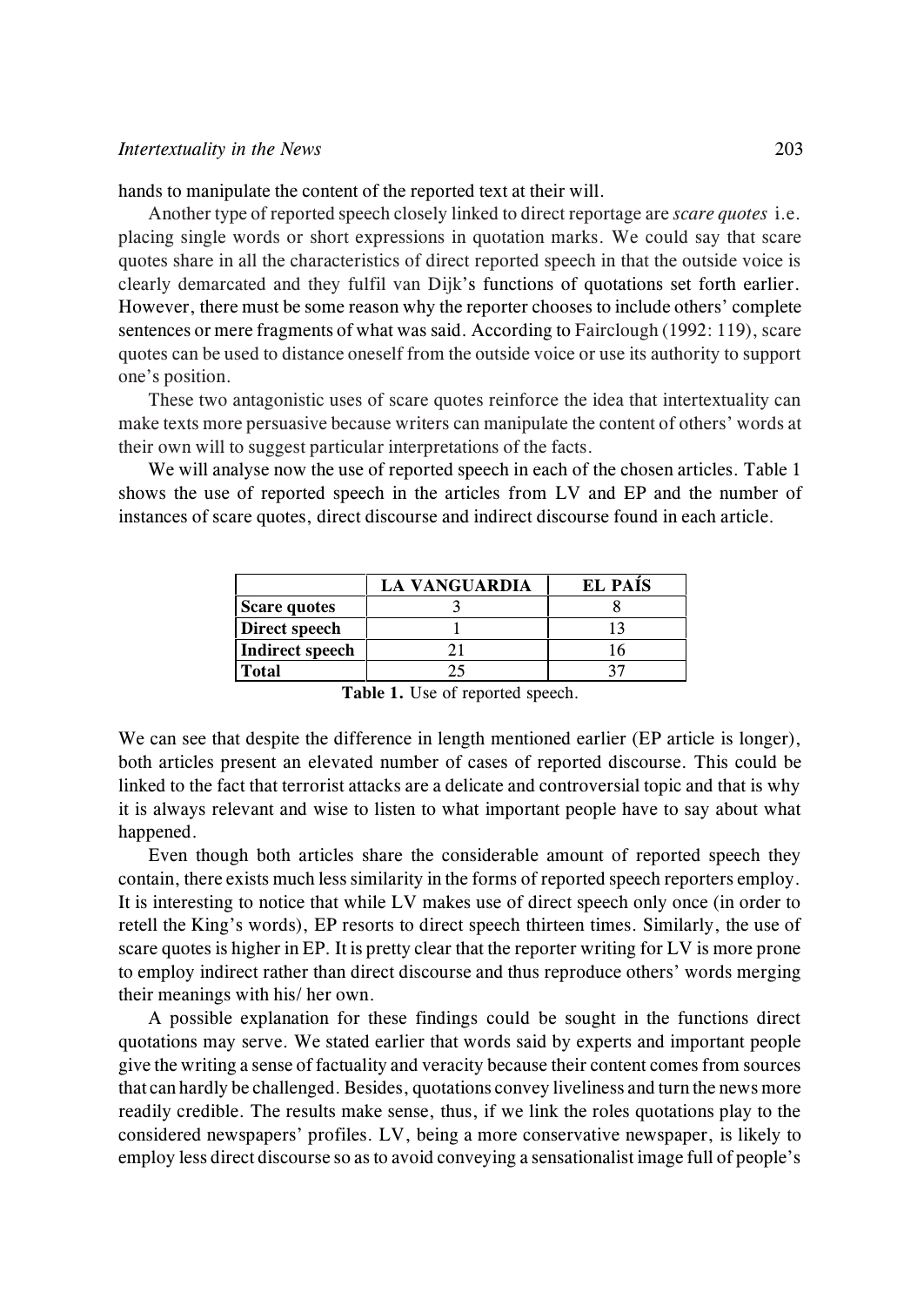hands to manipulate the content of the reported text at their will.

Another type of reported speech closely linked to direct reportage are *scare quotes* i.e. placing single words or short expressions in quotation marks. We could say that scare quotes share in all the characteristics of direct reported speech in that the outside voice is clearly demarcated and they fulfil van Dijk's functions of quotations set forth earlier. However, there must be some reason why the reporter chooses to include others' complete sentences or mere fragments of what was said. According to Fairclough (1992: 119), scare quotes can be used to distance oneself from the outside voice or use its authority to support one's position.

These two antagonistic uses of scare quotes reinforce the idea that intertextuality can make texts more persuasive because writers can manipulate the content of others' words at their own will to suggest particular interpretations of the facts.

We will analyse now the use of reported speech in each of the chosen articles. Table 1 shows the use of reported speech in the articles from LV and EP and the number of instances of scare quotes, direct discourse and indirect discourse found in each article.

| | LA VANGUARDIA | EL PAÍS |
|---|---|---|
| **Scare quotes** | 3 | 8 |
| **Direct speech** | 1 | 13 |
| **Indirect speech** | 21 | 16 |
| **Total** | 25 | 37 |

**Table 1.** Use of reported speech.

We can see that despite the difference in length mentioned earlier (EP article is longer), both articles present an elevated number of cases of reported discourse. This could be linked to the fact that terrorist attacks are a delicate and controversial topic and that is why it is always relevant and wise to listen to what important people have to say about what happened.

Even though both articles share the considerable amount of reported speech they contain, there exists much less similarity in the forms of reported speech reporters employ. It is interesting to notice that while LV makes use of direct speech only once (in order to retell the King's words), EP resorts to direct speech thirteen times. Similarly, the use of scare quotes is higher in EP. It is pretty clear that the reporter writing for LV is more prone to employ indirect rather than direct discourse and thus reproduce others' words merging their meanings with his/ her own.

A possible explanation for these findings could be sought in the functions direct quotations may serve. We stated earlier that words said by experts and important people give the writing a sense of factuality and veracity because their content comes from sources that can hardly be challenged. Besides, quotations convey liveliness and turn the news more readily credible. The results make sense, thus, if we link the roles quotations play to the considered newspapers' profiles. LV, being a more conservative newspaper, is likely to employ less direct discourse so as to avoid conveying a sensationalist image full of people's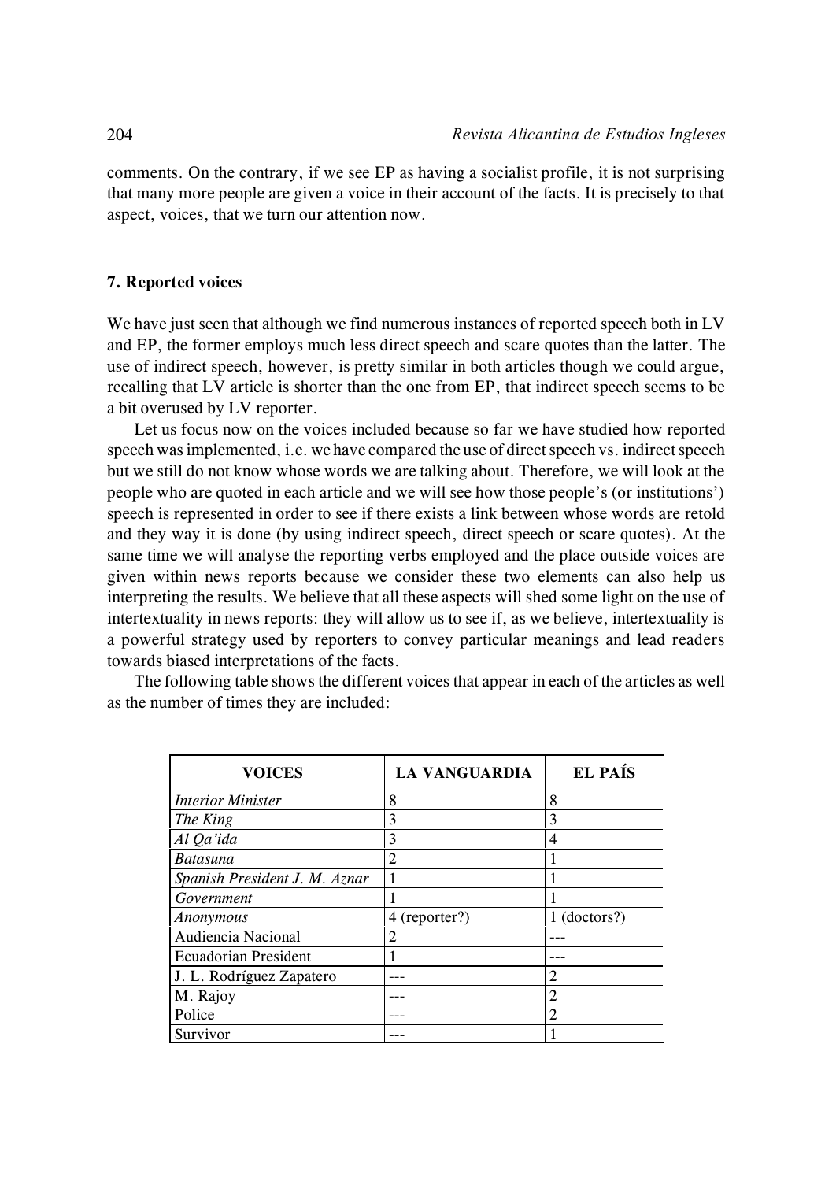comments. On the contrary, if we see EP as having a socialist profile, it is not surprising that many more people are given a voice in their account of the facts. It is precisely to that aspect, voices, that we turn our attention now.

## 7. Reported voices

We have just seen that although we find numerous instances of reported speech both in LV and EP, the former employs much less direct speech and scare quotes than the latter. The use of indirect speech, however, is pretty similar in both articles though we could argue, recalling that LV article is shorter than the one from EP, that indirect speech seems to be a bit overused by LV reporter.

Let us focus now on the voices included because so far we have studied how reported speech was implemented, i.e. we have compared the use of direct speech vs. indirect speech but we still do not know whose words we are talking about. Therefore, we will look at the people who are quoted in each article and we will see how those people's (or institutions') speech is represented in order to see if there exists a link between whose words are retold and they way it is done (by using indirect speech, direct speech or scare quotes). At the same time we will analyse the reporting verbs employed and the place outside voices are given within news reports because we consider these two elements can also help us interpreting the results. We believe that all these aspects will shed some light on the use of intertextuality in news reports: they will allow us to see if, as we believe, intertextuality is a powerful strategy used by reporters to convey particular meanings and lead readers towards biased interpretations of the facts.

The following table shows the different voices that appear in each of the articles as well as the number of times they are included:

| VOICES | LA VANGUARDIA | EL PAÍS |
|---|---|---|
| *Interior Minister* | 8 | 8 |
| *The King* | 3 | 3 |
| *Al Qa'ida* | 3 | 4 |
| *Batasuna* | 2 | 1 |
| *Spanish President J. M. Aznar* | 1 | 1 |
| *Government* | 1 | 1 |
| *Anonymous* | 4 (reporter?) | 1 (doctors?) |
| Audiencia Nacional | 2 | --- |
| Ecuadorian President | 1 | --- |
| J. L. Rodríguez Zapatero | --- | 2 |
| M. Rajoy | --- | 2 |
| Police | --- | 2 |
| Survivor | --- | 1 |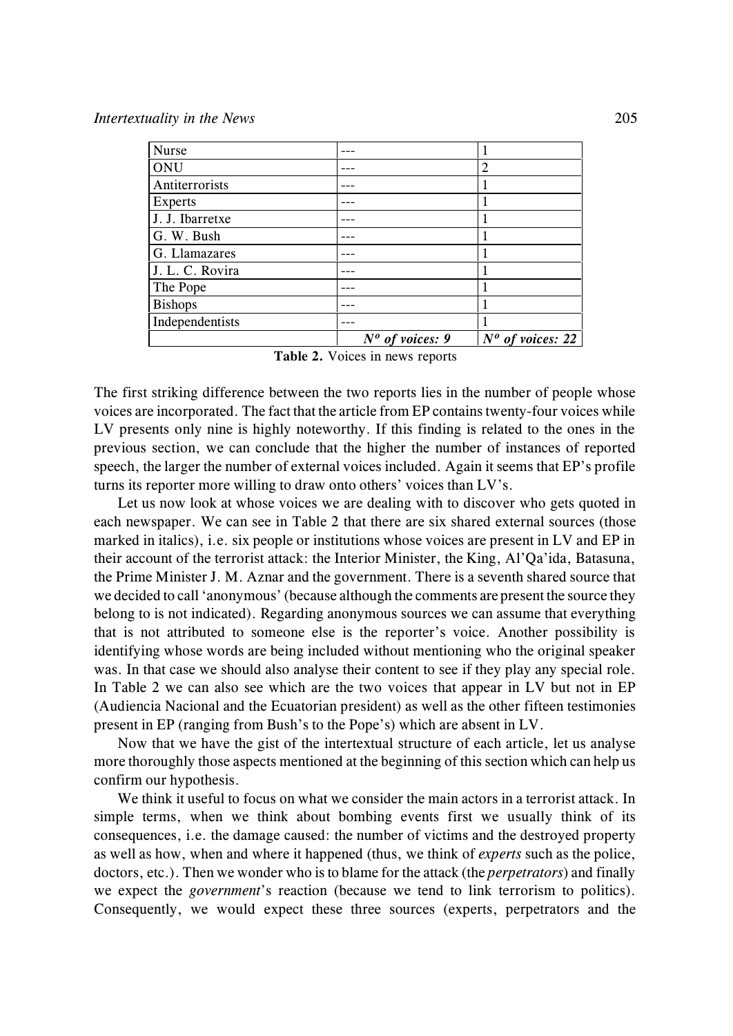| | | |
|---|---|---|
| Nurse | --- | 1 |
| ONU | --- | 2 |
| Antiterrorists | --- | 1 |
| Experts | --- | 1 |
| J. J. Ibarretxe | --- | 1 |
| G. W. Bush | --- | 1 |
| G. Llamazares | --- | 1 |
| J. L. C. Rovira | --- | 1 |
| The Pope | --- | 1 |
| Bishops | --- | 1 |
| Independentists | --- | 1 |
| | *Nº of voices: 9* | *Nº of voices: 22* |

**Table 2.** Voices in news reports

The first striking difference between the two reports lies in the number of people whose voices are incorporated. The fact that the article from EP contains twenty-four voices while LV presents only nine is highly noteworthy. If this finding is related to the ones in the previous section, we can conclude that the higher the number of instances of reported speech, the larger the number of external voices included. Again it seems that EP's profile turns its reporter more willing to draw onto others' voices than LV's.

Let us now look at whose voices we are dealing with to discover who gets quoted in each newspaper. We can see in Table 2 that there are six shared external sources (those marked in italics), i.e. six people or institutions whose voices are present in LV and EP in their account of the terrorist attack: the Interior Minister, the King, Al'Qa'ida, Batasuna, the Prime Minister J. M. Aznar and the government. There is a seventh shared source that we decided to call 'anonymous' (because although the comments are present the source they belong to is not indicated). Regarding anonymous sources we can assume that everything that is not attributed to someone else is the reporter's voice. Another possibility is identifying whose words are being included without mentioning who the original speaker was. In that case we should also analyse their content to see if they play any special role. In Table 2 we can also see which are the two voices that appear in LV but not in EP (Audiencia Nacional and the Ecuatorian president) as well as the other fifteen testimonies present in EP (ranging from Bush's to the Pope's) which are absent in LV.

Now that we have the gist of the intertextual structure of each article, let us analyse more thoroughly those aspects mentioned at the beginning of this section which can help us confirm our hypothesis.

We think it useful to focus on what we consider the main actors in a terrorist attack. In simple terms, when we think about bombing events first we usually think of its consequences, i.e. the damage caused: the number of victims and the destroyed property as well as how, when and where it happened (thus, we think of *experts* such as the police, doctors, etc.). Then we wonder who is to blame for the attack (the *perpetrators*) and finally we expect the *government*'s reaction (because we tend to link terrorism to politics). Consequently, we would expect these three sources (experts, perpetrators and the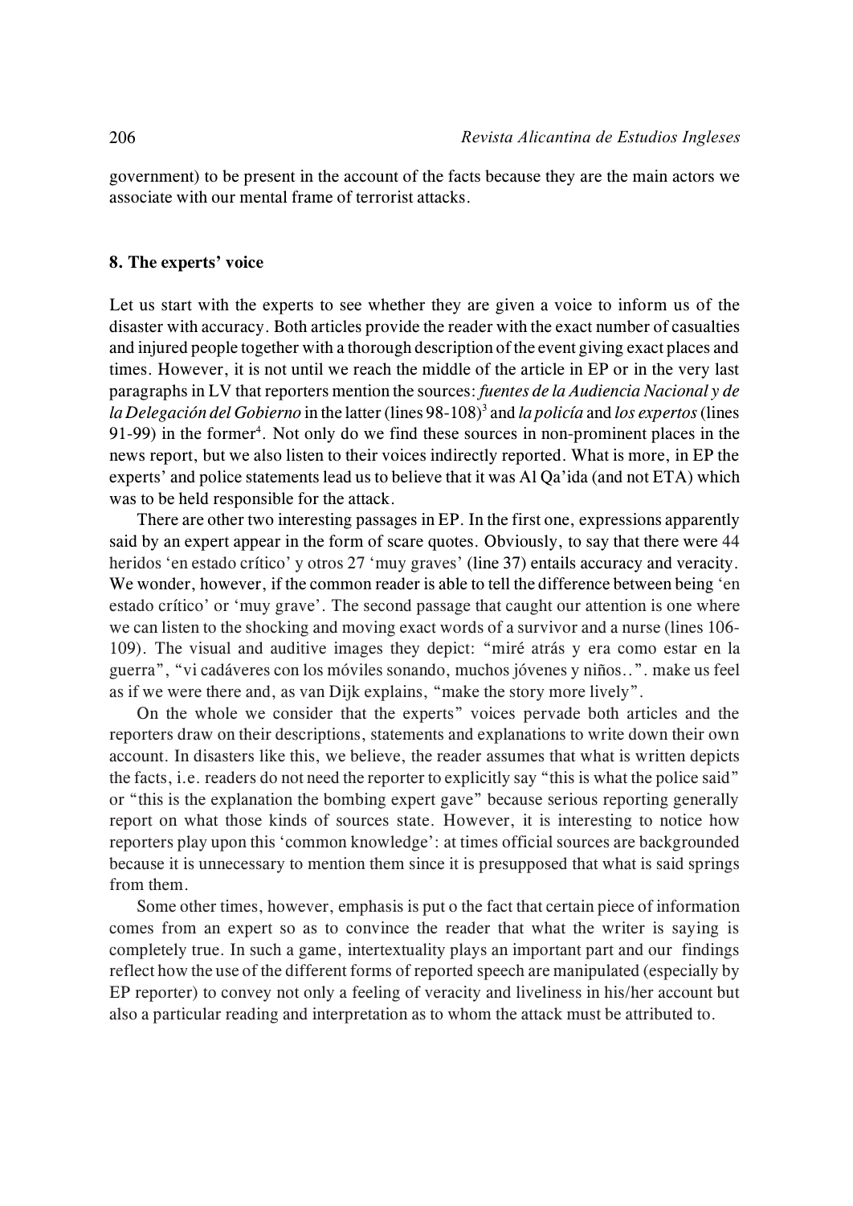government) to be present in the account of the facts because they are the main actors we associate with our mental frame of terrorist attacks.

## 8. The experts' voice

Let us start with the experts to see whether they are given a voice to inform us of the disaster with accuracy. Both articles provide the reader with the exact number of casualties and injured people together with a thorough description of the event giving exact places and times. However, it is not until we reach the middle of the article in EP or in the very last paragraphs in LV that reporters mention the sources: *fuentes de la Audiencia Nacional y de la Delegación del Gobierno* in the latter (lines 98-108)[3] and *la policía* and *los expertos* (lines 91-99) in the former[4]. Not only do we find these sources in non-prominent places in the news report, but we also listen to their voices indirectly reported. What is more, in EP the experts' and police statements lead us to believe that it was Al Qa'ida (and not ETA) which was to be held responsible for the attack.

There are other two interesting passages in EP. In the first one, expressions apparently said by an expert appear in the form of scare quotes. Obviously, to say that there were 44 heridos 'en estado crítico' y otros 27 'muy graves' (line 37) entails accuracy and veracity. We wonder, however, if the common reader is able to tell the difference between being 'en estado crítico' or 'muy grave'. The second passage that caught our attention is one where we can listen to the shocking and moving exact words of a survivor and a nurse (lines 106-109). The visual and auditive images they depict: "miré atrás y era como estar en la guerra", "vi cadáveres con los móviles sonando, muchos jóvenes y niños..". make us feel as if we were there and, as van Dijk explains, "make the story more lively".

On the whole we consider that the experts" voices pervade both articles and the reporters draw on their descriptions, statements and explanations to write down their own account. In disasters like this, we believe, the reader assumes that what is written depicts the facts, i.e. readers do not need the reporter to explicitly say "this is what the police said" or "this is the explanation the bombing expert gave" because serious reporting generally report on what those kinds of sources state. However, it is interesting to notice how reporters play upon this 'common knowledge': at times official sources are backgrounded because it is unnecessary to mention them since it is presupposed that what is said springs from them.

Some other times, however, emphasis is put o the fact that certain piece of information comes from an expert so as to convince the reader that what the writer is saying is completely true. In such a game, intertextuality plays an important part and our findings reflect how the use of the different forms of reported speech are manipulated (especially by EP reporter) to convey not only a feeling of veracity and liveliness in his/her account but also a particular reading and interpretation as to whom the attack must be attributed to.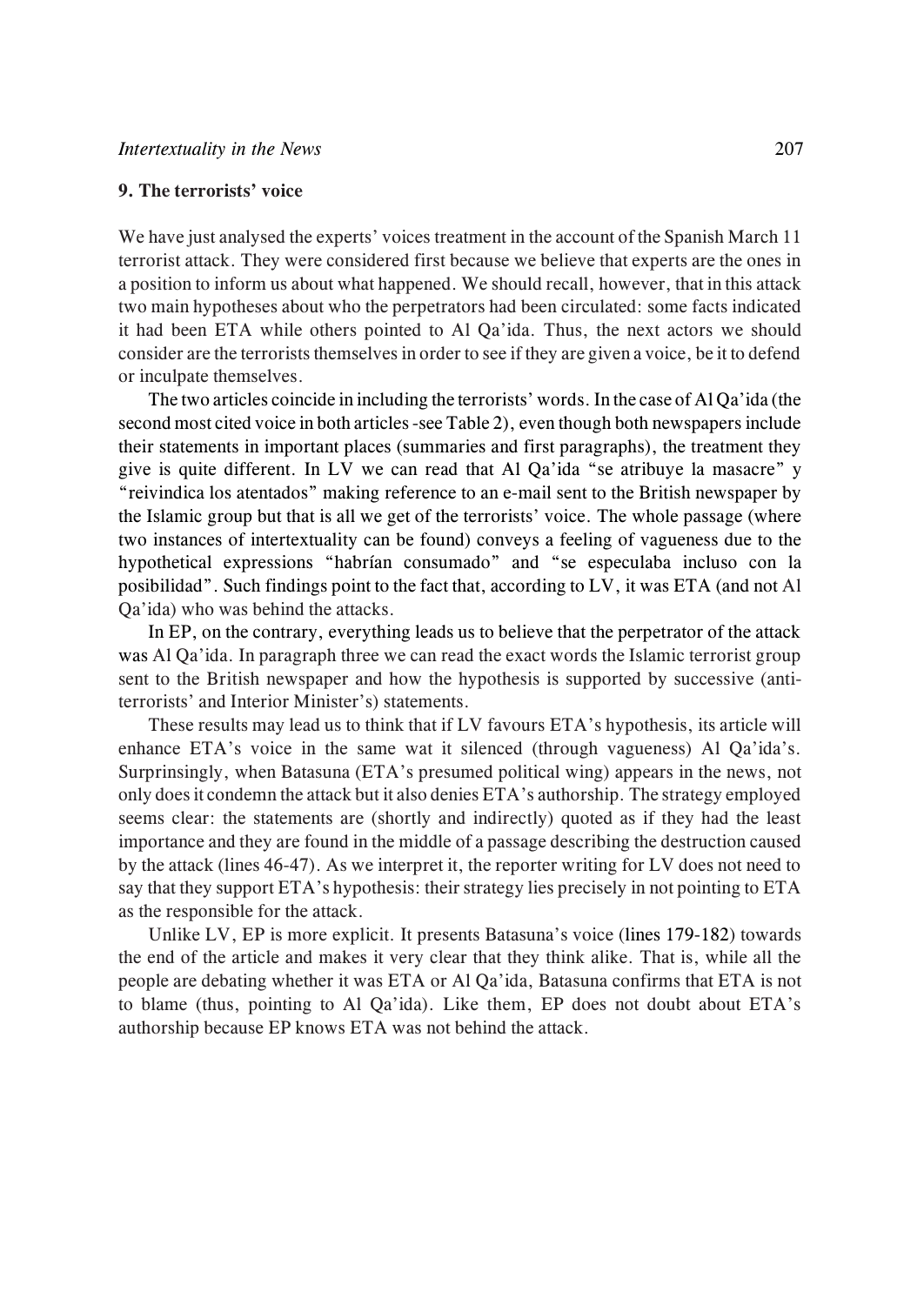## 9. The terrorists' voice

We have just analysed the experts' voices treatment in the account of the Spanish March 11 terrorist attack. They were considered first because we believe that experts are the ones in a position to inform us about what happened. We should recall, however, that in this attack two main hypotheses about who the perpetrators had been circulated: some facts indicated it had been ETA while others pointed to Al Qa'ida. Thus, the next actors we should consider are the terrorists themselves in order to see if they are given a voice, be it to defend or inculpate themselves.

The two articles coincide in including the terrorists' words. In the case of Al Qa'ida (the second most cited voice in both articles -see Table 2), even though both newspapers include their statements in important places (summaries and first paragraphs), the treatment they give is quite different. In LV we can read that Al Qa'ida "se atribuye la masacre" y "reivindica los atentados" making reference to an e-mail sent to the British newspaper by the Islamic group but that is all we get of the terrorists' voice. The whole passage (where two instances of intertextuality can be found) conveys a feeling of vagueness due to the hypothetical expressions "habrían consumado" and "se especulaba incluso con la posibilidad". Such findings point to the fact that, according to LV, it was ETA (and not Al Qa'ida) who was behind the attacks.

In EP, on the contrary, everything leads us to believe that the perpetrator of the attack was Al Qa'ida. In paragraph three we can read the exact words the Islamic terrorist group sent to the British newspaper and how the hypothesis is supported by successive (anti-terrorists' and Interior Minister's) statements.

These results may lead us to think that if LV favours ETA's hypothesis, its article will enhance ETA's voice in the same wat it silenced (through vagueness) Al Qa'ida's. Surprinsingly, when Batasuna (ETA's presumed political wing) appears in the news, not only does it condemn the attack but it also denies ETA's authorship. The strategy employed seems clear: the statements are (shortly and indirectly) quoted as if they had the least importance and they are found in the middle of a passage describing the destruction caused by the attack (lines 46-47). As we interpret it, the reporter writing for LV does not need to say that they support ETA's hypothesis: their strategy lies precisely in not pointing to ETA as the responsible for the attack.

Unlike LV, EP is more explicit. It presents Batasuna's voice (lines 179-182) towards the end of the article and makes it very clear that they think alike. That is, while all the people are debating whether it was ETA or Al Qa'ida, Batasuna confirms that ETA is not to blame (thus, pointing to Al Qa'ida). Like them, EP does not doubt about ETA's authorship because EP knows ETA was not behind the attack.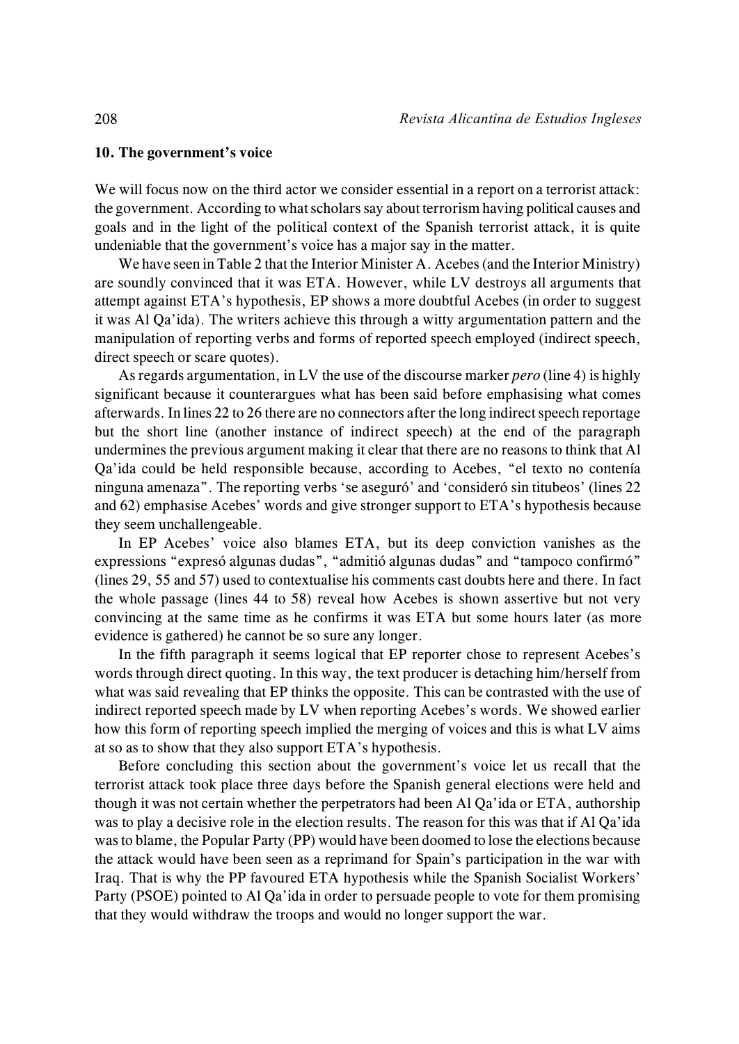### 10. The government's voice

We will focus now on the third actor we consider essential in a report on a terrorist attack: the government. According to what scholars say about terrorism having political causes and goals and in the light of the political context of the Spanish terrorist attack, it is quite undeniable that the government's voice has a major say in the matter.

We have seen in Table 2 that the Interior Minister A. Acebes (and the Interior Ministry) are soundly convinced that it was ETA. However, while LV destroys all arguments that attempt against ETA's hypothesis, EP shows a more doubtful Acebes (in order to suggest it was Al Qa'ida). The writers achieve this through a witty argumentation pattern and the manipulation of reporting verbs and forms of reported speech employed (indirect speech, direct speech or scare quotes).

As regards argumentation, in LV the use of the discourse marker *pero* (line 4) is highly significant because it counterargues what has been said before emphasising what comes afterwards. In lines 22 to 26 there are no connectors after the long indirect speech reportage but the short line (another instance of indirect speech) at the end of the paragraph undermines the previous argument making it clear that there are no reasons to think that Al Qa'ida could be held responsible because, according to Acebes, "el texto no contenía ninguna amenaza". The reporting verbs 'se aseguró' and 'consideró sin titubeos' (lines 22 and 62) emphasise Acebes' words and give stronger support to ETA's hypothesis because they seem unchallengeable.

In EP Acebes' voice also blames ETA, but its deep conviction vanishes as the expressions "expresó algunas dudas", "admitió algunas dudas" and "tampoco confirmó" (lines 29, 55 and 57) used to contextualise his comments cast doubts here and there. In fact the whole passage (lines 44 to 58) reveal how Acebes is shown assertive but not very convincing at the same time as he confirms it was ETA but some hours later (as more evidence is gathered) he cannot be so sure any longer.

In the fifth paragraph it seems logical that EP reporter chose to represent Acebes's words through direct quoting. In this way, the text producer is detaching him/herself from what was said revealing that EP thinks the opposite. This can be contrasted with the use of indirect reported speech made by LV when reporting Acebes's words. We showed earlier how this form of reporting speech implied the merging of voices and this is what LV aims at so as to show that they also support ETA's hypothesis.

Before concluding this section about the government's voice let us recall that the terrorist attack took place three days before the Spanish general elections were held and though it was not certain whether the perpetrators had been Al Qa'ida or ETA, authorship was to play a decisive role in the election results. The reason for this was that if Al Qa'ida was to blame, the Popular Party (PP) would have been doomed to lose the elections because the attack would have been seen as a reprimand for Spain's participation in the war with Iraq. That is why the PP favoured ETA hypothesis while the Spanish Socialist Workers' Party (PSOE) pointed to Al Qa'ida in order to persuade people to vote for them promising that they would withdraw the troops and would no longer support the war.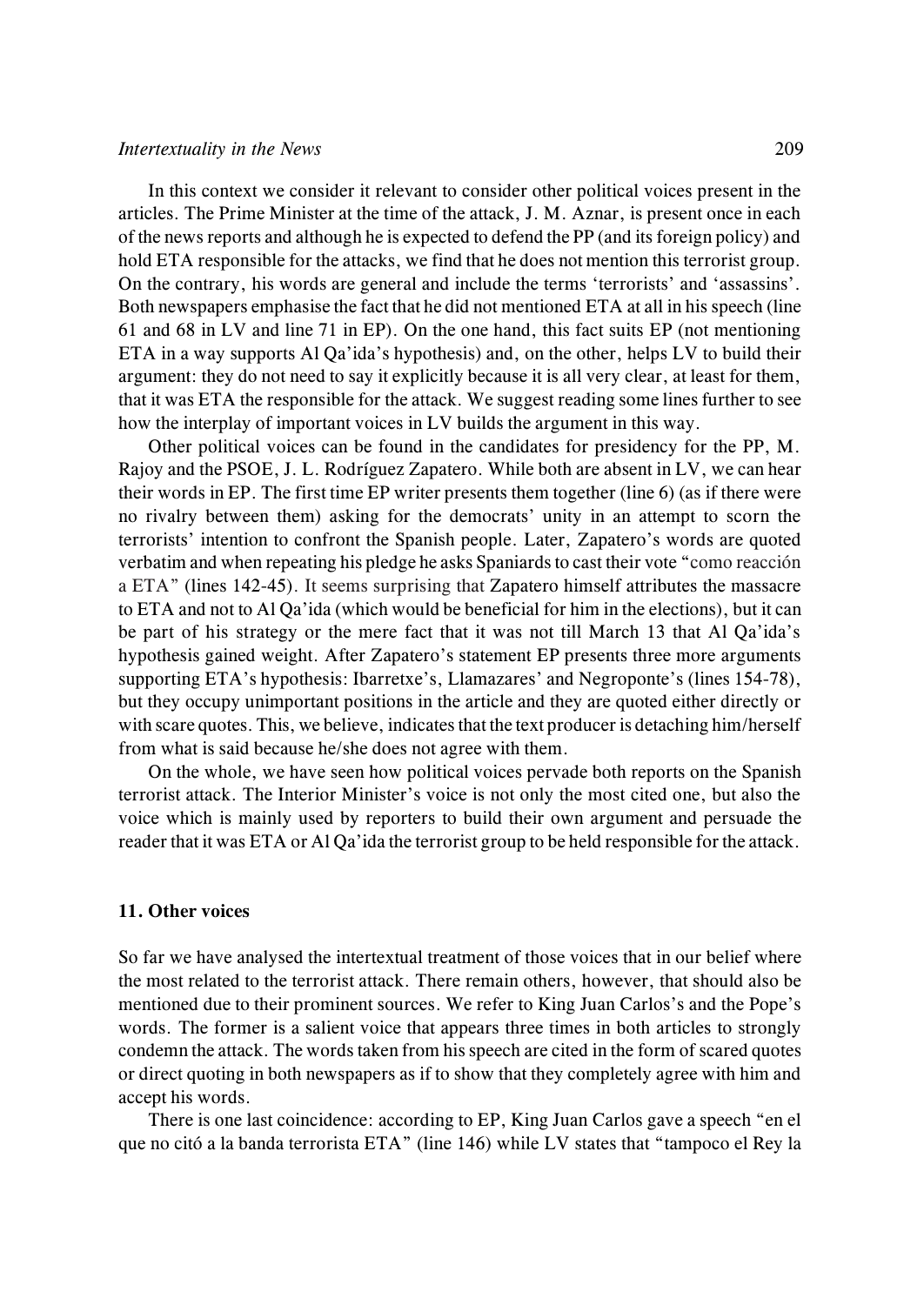In this context we consider it relevant to consider other political voices present in the articles. The Prime Minister at the time of the attack, J. M. Aznar, is present once in each of the news reports and although he is expected to defend the PP (and its foreign policy) and hold ETA responsible for the attacks, we find that he does not mention this terrorist group. On the contrary, his words are general and include the terms 'terrorists' and 'assassins'. Both newspapers emphasise the fact that he did not mentioned ETA at all in his speech (line 61 and 68 in LV and line 71 in EP). On the one hand, this fact suits EP (not mentioning ETA in a way supports Al Qa'ida's hypothesis) and, on the other, helps LV to build their argument: they do not need to say it explicitly because it is all very clear, at least for them, that it was ETA the responsible for the attack. We suggest reading some lines further to see how the interplay of important voices in LV builds the argument in this way.

Other political voices can be found in the candidates for presidency for the PP, M. Rajoy and the PSOE, J. L. Rodríguez Zapatero. While both are absent in LV, we can hear their words in EP. The first time EP writer presents them together (line 6) (as if there were no rivalry between them) asking for the democrats' unity in an attempt to scorn the terrorists' intention to confront the Spanish people. Later, Zapatero's words are quoted verbatim and when repeating his pledge he asks Spaniards to cast their vote "como reacción a ETA" (lines 142-45). It seems surprising that Zapatero himself attributes the massacre to ETA and not to Al Qa'ida (which would be beneficial for him in the elections), but it can be part of his strategy or the mere fact that it was not till March 13 that Al Qa'ida's hypothesis gained weight. After Zapatero's statement EP presents three more arguments supporting ETA's hypothesis: Ibarretxe's, Llamazares' and Negroponte's (lines 154-78), but they occupy unimportant positions in the article and they are quoted either directly or with scare quotes. This, we believe, indicates that the text producer is detaching him/herself from what is said because he/she does not agree with them.

On the whole, we have seen how political voices pervade both reports on the Spanish terrorist attack. The Interior Minister's voice is not only the most cited one, but also the voice which is mainly used by reporters to build their own argument and persuade the reader that it was ETA or Al Qa'ida the terrorist group to be held responsible for the attack.

## 11. Other voices

So far we have analysed the intertextual treatment of those voices that in our belief where the most related to the terrorist attack. There remain others, however, that should also be mentioned due to their prominent sources. We refer to King Juan Carlos's and the Pope's words. The former is a salient voice that appears three times in both articles to strongly condemn the attack. The words taken from his speech are cited in the form of scared quotes or direct quoting in both newspapers as if to show that they completely agree with him and accept his words.

There is one last coincidence: according to EP, King Juan Carlos gave a speech "en el que no citó a la banda terrorista ETA" (line 146) while LV states that "tampoco el Rey la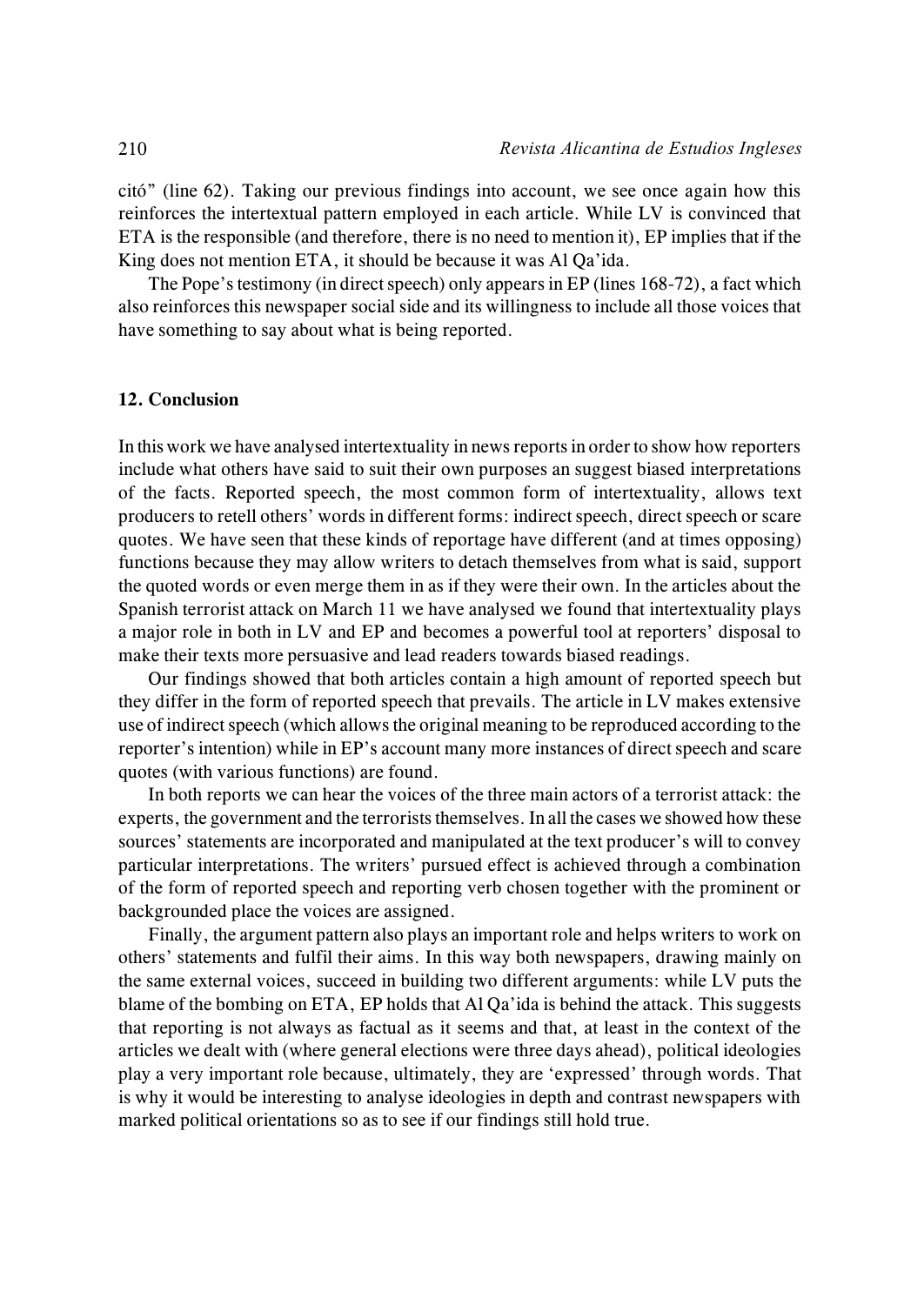citó" (line 62). Taking our previous findings into account, we see once again how this reinforces the intertextual pattern employed in each article. While LV is convinced that ETA is the responsible (and therefore, there is no need to mention it), EP implies that if the King does not mention ETA, it should be because it was Al Qa'ida.

The Pope's testimony (in direct speech) only appears in EP (lines 168-72), a fact which also reinforces this newspaper social side and its willingness to include all those voices that have something to say about what is being reported.

## 12. Conclusion

In this work we have analysed intertextuality in news reports in order to show how reporters include what others have said to suit their own purposes an suggest biased interpretations of the facts. Reported speech, the most common form of intertextuality, allows text producers to retell others' words in different forms: indirect speech, direct speech or scare quotes. We have seen that these kinds of reportage have different (and at times opposing) functions because they may allow writers to detach themselves from what is said, support the quoted words or even merge them in as if they were their own. In the articles about the Spanish terrorist attack on March 11 we have analysed we found that intertextuality plays a major role in both in LV and EP and becomes a powerful tool at reporters' disposal to make their texts more persuasive and lead readers towards biased readings.

Our findings showed that both articles contain a high amount of reported speech but they differ in the form of reported speech that prevails. The article in LV makes extensive use of indirect speech (which allows the original meaning to be reproduced according to the reporter's intention) while in EP's account many more instances of direct speech and scare quotes (with various functions) are found.

In both reports we can hear the voices of the three main actors of a terrorist attack: the experts, the government and the terrorists themselves. In all the cases we showed how these sources' statements are incorporated and manipulated at the text producer's will to convey particular interpretations. The writers' pursued effect is achieved through a combination of the form of reported speech and reporting verb chosen together with the prominent or backgrounded place the voices are assigned.

Finally, the argument pattern also plays an important role and helps writers to work on others' statements and fulfil their aims. In this way both newspapers, drawing mainly on the same external voices, succeed in building two different arguments: while LV puts the blame of the bombing on ETA, EP holds that Al Qa'ida is behind the attack. This suggests that reporting is not always as factual as it seems and that, at least in the context of the articles we dealt with (where general elections were three days ahead), political ideologies play a very important role because, ultimately, they are 'expressed' through words. That is why it would be interesting to analyse ideologies in depth and contrast newspapers with marked political orientations so as to see if our findings still hold true.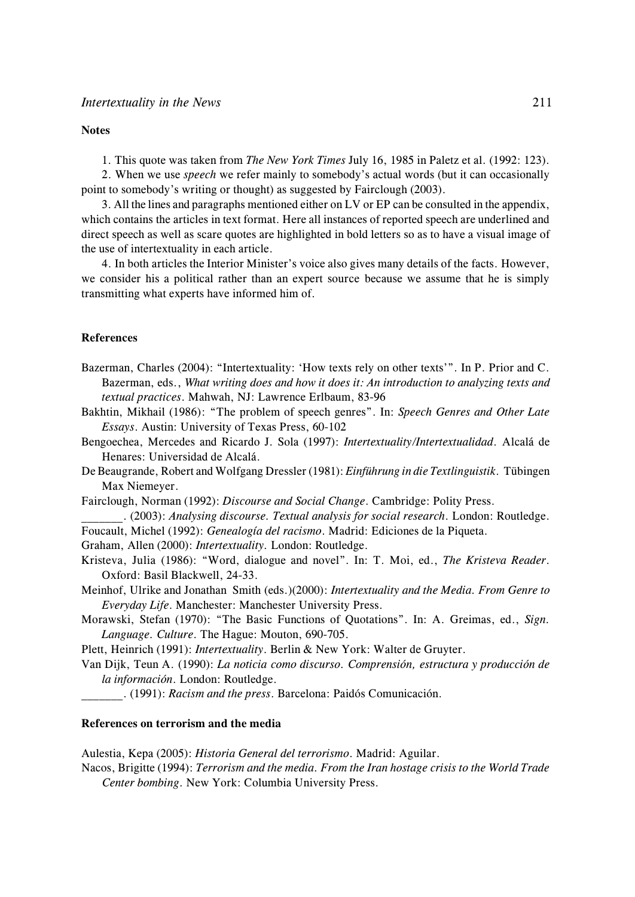## Notes

1. This quote was taken from *The New York Times* July 16, 1985 in Paletz et al. (1992: 123).

2. When we use *speech* we refer mainly to somebody's actual words (but it can occasionally point to somebody's writing or thought) as suggested by Fairclough (2003).

3. All the lines and paragraphs mentioned either on LV or EP can be consulted in the appendix, which contains the articles in text format. Here all instances of reported speech are underlined and direct speech as well as scare quotes are highlighted in bold letters so as to have a visual image of the use of intertextuality in each article.

4. In both articles the Interior Minister's voice also gives many details of the facts. However, we consider his a political rather than an expert source because we assume that he is simply transmitting what experts have informed him of.

## References

Bazerman, Charles (2004): "Intertextuality: 'How texts rely on other texts'". In P. Prior and C. Bazerman, eds., *What writing does and how it does it: An introduction to analyzing texts and textual practices*. Mahwah, NJ: Lawrence Erlbaum, 83-96

Bakhtin, Mikhail (1986): "The problem of speech genres". In: *Speech Genres and Other Late Essays*. Austin: University of Texas Press, 60-102

Bengoechea, Mercedes and Ricardo J. Sola (1997): *Intertextuality/Intertextualidad*. Alcalá de Henares: Universidad de Alcalá.

De Beaugrande, Robert and Wolfgang Dressler (1981): *Einführung in die Textlinguistik*. Tübingen Max Niemeyer.

Fairclough, Norman (1992): *Discourse and Social Change*. Cambridge: Polity Press.

_______. (2003): *Analysing discourse. Textual analysis for social research*. London: Routledge.

Foucault, Michel (1992): *Genealogía del racismo*. Madrid: Ediciones de la Piqueta.

Graham, Allen (2000): *Intertextuality*. London: Routledge.

Kristeva, Julia (1986): "Word, dialogue and novel". In: T. Moi, ed., *The Kristeva Reader*. Oxford: Basil Blackwell, 24-33.

Meinhof, Ulrike and Jonathan Smith (eds.)(2000): *Intertextuality and the Media. From Genre to Everyday Life*. Manchester: Manchester University Press.

Morawski, Stefan (1970): "The Basic Functions of Quotations". In: A. Greimas, ed., *Sign. Language. Culture*. The Hague: Mouton, 690-705.

Plett, Heinrich (1991): *Intertextuality*. Berlin & New York: Walter de Gruyter.

Van Dijk, Teun A. (1990): *La noticia como discurso. Comprensión, estructura y producción de la información*. London: Routledge.

_______. (1991): *Racism and the press*. Barcelona: Paidós Comunicación.

## References on terrorism and the media

Aulestia, Kepa (2005): *Historia General del terrorismo*. Madrid: Aguilar.

Nacos, Brigitte (1994): *Terrorism and the media. From the Iran hostage crisis to the World Trade Center bombing*. New York: Columbia University Press.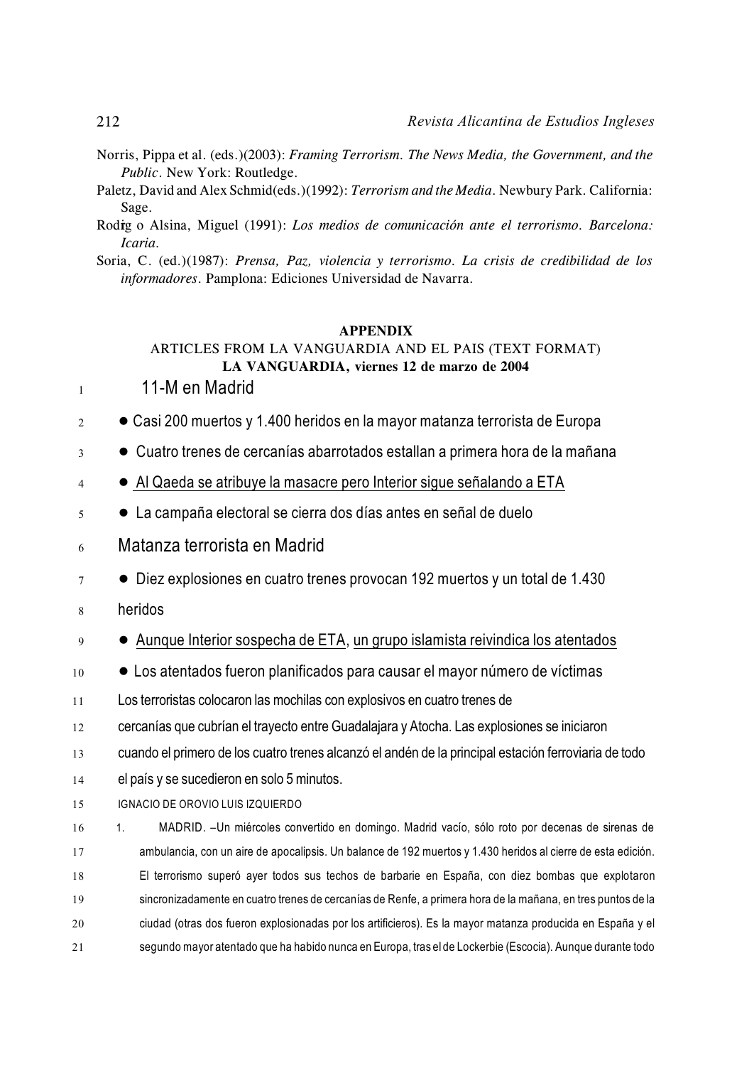Norris, Pippa et al. (eds.)(2003): *Framing Terrorism. The News Media, the Government, and the Public*. New York: Routledge.

Paletz, David and Alex Schmid(eds.)(1992): *Terrorism and the Media*. Newbury Park. California: Sage.

Rodrig o Alsina, Miguel (1991): *Los medios de comunicación ante el terrorismo. Barcelona: Icaria.*

Soria, C. (ed.)(1987): *Prensa, Paz, violencia y terrorismo. La crisis de credibilidad de los informadores*. Pamplona: Ediciones Universidad de Navarra.

## APPENDIX

ARTICLES FROM LA VANGUARDIA AND EL PAIS (TEXT FORMAT)

**LA VANGUARDIA, viernes 12 de marzo de 2004**

1 11-M en Madrid

2 ● Casi 200 muertos y 1.400 heridos en la mayor matanza terrorista de Europa

3 ● Cuatro trenes de cercanías abarrotados estallan a primera hora de la mañana

4 ● <u>Al Qaeda se atribuye la masacre pero Interior sigue señalando a ETA</u>

5 ● La campaña electoral se cierra dos días antes en señal de duelo

6 Matanza terrorista en Madrid

7 ● Diez explosiones en cuatro trenes provocan 192 muertos y un total de 1.430

8 heridos

9 ● <u>Aunque Interior sospecha de ETA</u>, <u>un grupo islamista reivindica los atentados</u>

10 ● Los atentados fueron planificados para causar el mayor número de víctimas

11 Los terroristas colocaron las mochilas con explosivos en cuatro trenes de

12 cercanías que cubrían el trayecto entre Guadalajara y Atocha. Las explosiones se iniciaron

13 cuando el primero de los cuatro trenes alcanzó el andén de la principal estación ferroviaria de todo

14 el país y se sucedieron en solo 5 minutos.

15 IGNACIO DE OROVIO LUIS IZQUIERDO

16 1. MADRID. –Un miércoles convertido en domingo. Madrid vacío, sólo roto por decenas de sirenas de

17 ambulancia, con un aire de apocalipsis. Un balance de 192 muertos y 1.430 heridos al cierre de esta edición.

18 El terrorismo superó ayer todos sus techos de barbarie en España, con diez bombas que explotaron

19 sincronizadamente en cuatro trenes de cercanías de Renfe, a primera hora de la mañana, en tres puntos de la

20 ciudad (otras dos fueron explosionadas por los artificieros). Es la mayor matanza producida en España y el

21 segundo mayor atentado que ha habido nunca en Europa, tras el de Lockerbie (Escocia). Aunque durante todo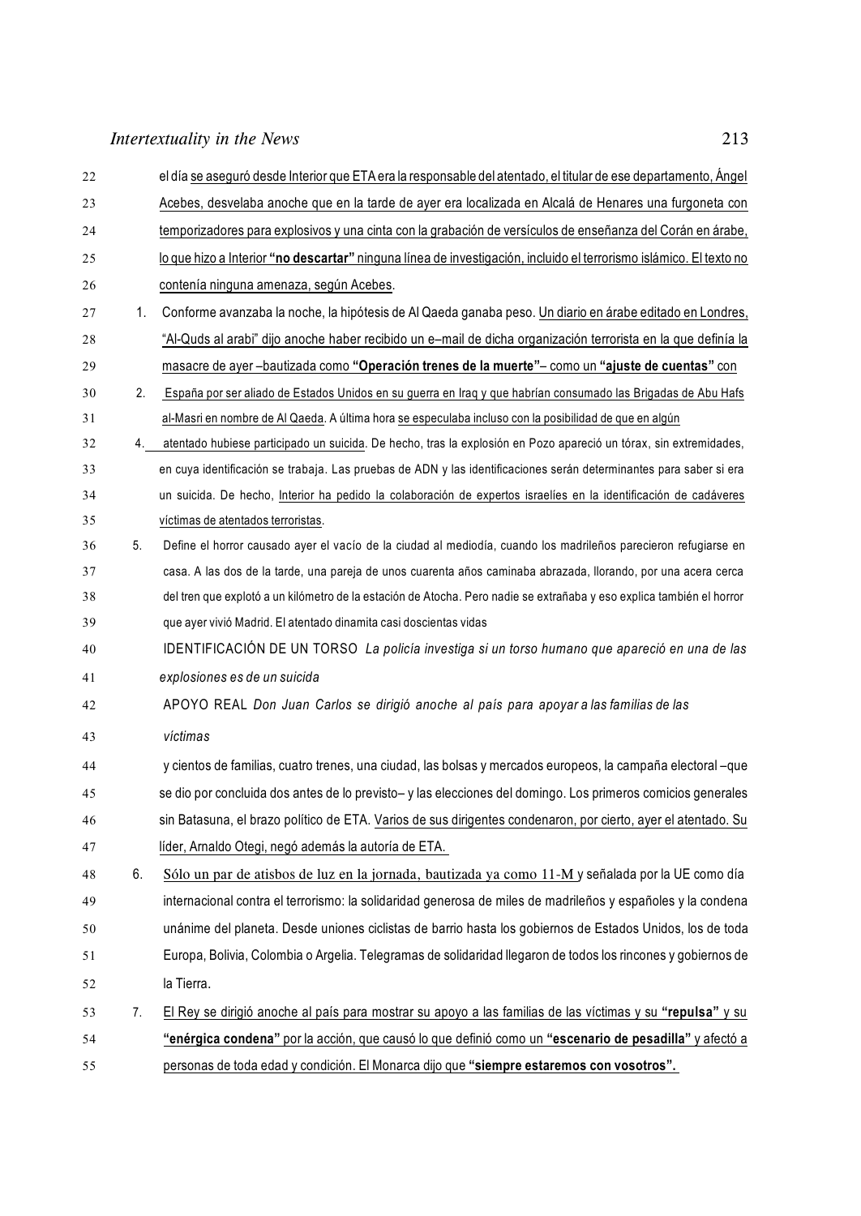el día se aseguró desde Interior que ETA era la responsable del atentado, el titular de ese departamento, Ángel Acebes, desvelaba anoche que en la tarde de ayer era localizada en Alcalá de Henares una furgoneta con temporizadores para explosivos y una cinta con la grabación de versículos de enseñanza del Corán en árabe, lo que hizo a Interior **"no descartar"** ninguna línea de investigación, incluido el terrorismo islámico. El texto no contenía ninguna amenaza, según Acebes.

1. Conforme avanzaba la noche, la hipótesis de Al Qaeda ganaba peso. Un diario en árabe editado en Londres, "Al-Quds al arabi" dijo anoche haber recibido un e–mail de dicha organización terrorista en la que definía la masacre de ayer –bautizada como **"Operación trenes de la muerte"**– como un **"ajuste de cuentas"** con

2. España por ser aliado de Estados Unidos en su guerra en Iraq y que habrían consumado las Brigadas de Abu Hafs al-Masri en nombre de Al Qaeda. A última hora se especulaba incluso con la posibilidad de que en algún

4. atentado hubiese participado un suicida. De hecho, tras la explosión en Pozo apareció un tórax, sin extremidades, en cuya identificación se trabaja. Las pruebas de ADN y las identificaciones serán determinantes para saber si era un suicida. De hecho, Interior ha pedido la colaboración de expertos israelíes en la identificación de cadáveres víctimas de atentados terroristas.

5. Define el horror causado ayer el vacío de la ciudad al mediodía, cuando los madrileños parecieron refugiarse en casa. A las dos de la tarde, una pareja de unos cuarenta años caminaba abrazada, llorando, por una acera cerca del tren que explotó a un kilómetro de la estación de Atocha. Pero nadie se extrañaba y eso explica también el horror que ayer vivió Madrid. El atentado dinamita casi doscientas vidas

IDENTIFICACIÓN DE UN TORSO *La policía investiga si un torso humano que apareció en una de las explosiones es de un suicida*

APOYO REAL *Don Juan Carlos se dirigió anoche al país para apoyar a las familias de las víctimas*

y cientos de familias, cuatro trenes, una ciudad, las bolsas y mercados europeos, la campaña electoral –que se dio por concluida dos antes de lo previsto– y las elecciones del domingo. Los primeros comicios generales sin Batasuna, el brazo político de ETA. Varios de sus dirigentes condenaron, por cierto, ayer el atentado. Su líder, Arnaldo Otegi, negó además la autoría de ETA.

6. Sólo un par de atisbos de luz en la jornada, bautizada ya como 11-M y señalada por la UE como día internacional contra el terrorismo: la solidaridad generosa de miles de madrileños y españoles y la condena unánime del planeta. Desde uniones ciclistas de barrio hasta los gobiernos de Estados Unidos, los de toda Europa, Bolivia, Colombia o Argelia. Telegramas de solidaridad llegaron de todos los rincones y gobiernos de la Tierra.

7. El Rey se dirigió anoche al país para mostrar su apoyo a las familias de las víctimas y su **"repulsa"** y su **"enérgica condena"** por la acción, que causó lo que definió como un **"escenario de pesadilla"** y afectó a personas de toda edad y condición. El Monarca dijo que **"siempre estaremos con vosotros".**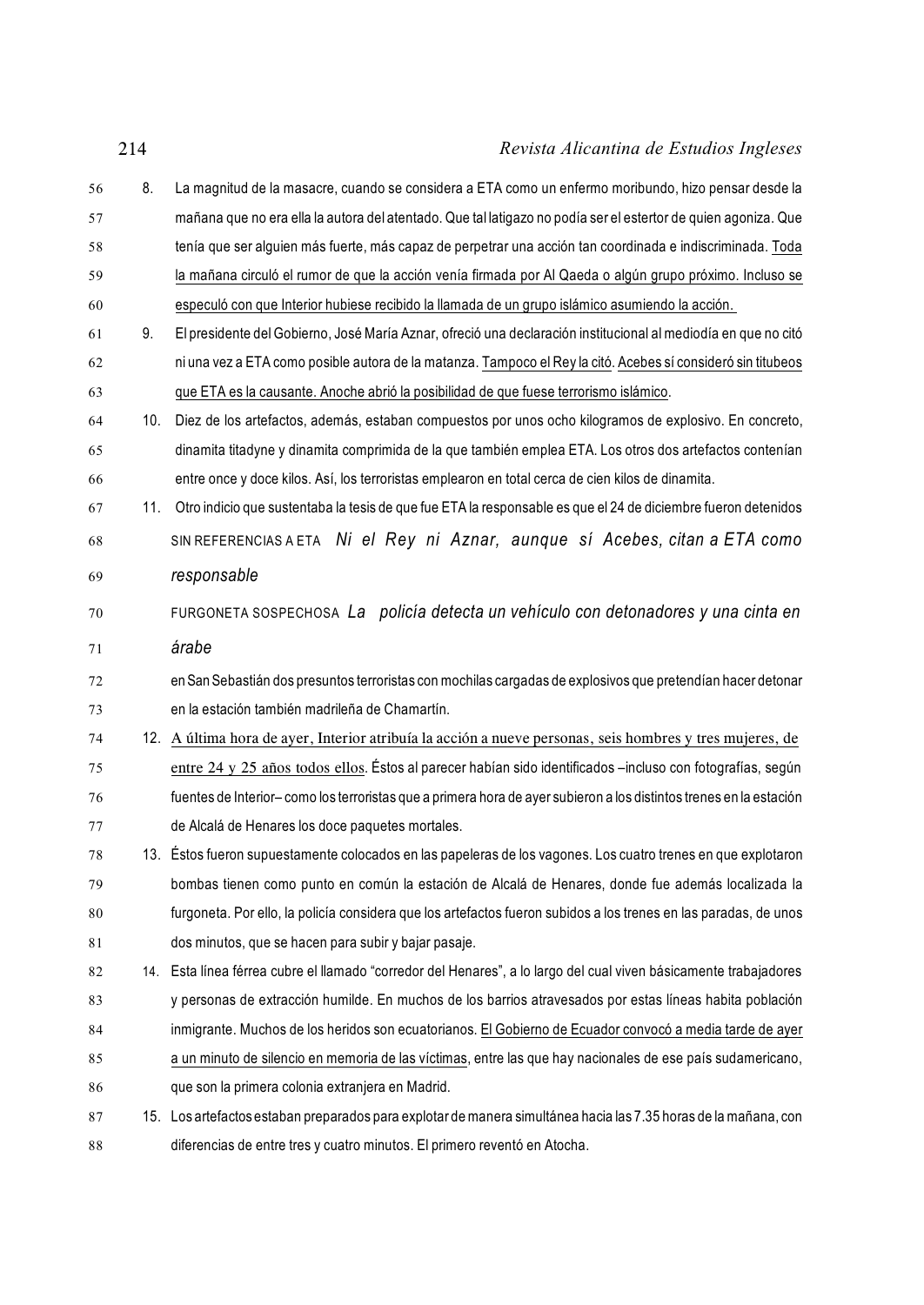8. La magnitud de la masacre, cuando se considera a ETA como un enfermo moribundo, hizo pensar desde la mañana que no era ella la autora del atentado. Que tal latigazo no podía ser el estertor de quien agoniza. Que tenía que ser alguien más fuerte, más capaz de perpetrar una acción tan coordinada e indiscriminada. <u>Toda la mañana circuló el rumor de que la acción venía firmada por Al Qaeda o algún grupo próximo. Incluso se especuló con que Interior hubiese recibido la llamada de un grupo islámico asumiendo la acción.</u>
9. El presidente del Gobierno, José María Aznar, ofreció una declaración institucional al mediodía en que no citó ni una vez a ETA como posible autora de la matanza. <u>Tampoco el Rey la citó</u>. <u>Acebes sí consideró sin titubeos que ETA es la causante. Anoche abrió la posibilidad de que fuese terrorismo islámico</u>.
10. Diez de los artefactos, además, estaban compuestos por unos ocho kilogramos de explosivo. En concreto, dinamita titadyne y dinamita comprimida de la que también emplea ETA. Los otros dos artefactos contenían entre once y doce kilos. Así, los terroristas emplearon en total cerca de cien kilos de dinamita.
11. Otro indicio que sustentaba la tesis de que fue ETA la responsable es que el 24 de diciembre fueron detenidos

    SIN REFERENCIAS A ETA *Ni el Rey ni Aznar, aunque sí Acebes, citan a ETA como responsable*

    FURGONETA SOSPECHOSA *La policía detecta un vehículo con detonadores y una cinta en árabe*

    en San Sebastián dos presuntos terroristas con mochilas cargadas de explosivos que pretendían hacer detonar en la estación también madrileña de Chamartín.
12. <u>A última hora de ayer, Interior atribuía la acción a nueve personas, seis hombres y tres mujeres, de entre 24 y 25 años todos ellos</u>. Éstos al parecer habían sido identificados –incluso con fotografías, según fuentes de Interior– como los terroristas que a primera hora de ayer subieron a los distintos trenes en la estación de Alcalá de Henares los doce paquetes mortales.
13. Éstos fueron supuestamente colocados en las papeleras de los vagones. Los cuatro trenes en que explotaron bombas tienen como punto en común la estación de Alcalá de Henares, donde fue además localizada la furgoneta. Por ello, la policía considera que los artefactos fueron subidos a los trenes en las paradas, de unos dos minutos, que se hacen para subir y bajar pasaje.
14. Esta línea férrea cubre el llamado "corredor del Henares", a lo largo del cual viven básicamente trabajadores y personas de extracción humilde. En muchos de los barrios atravesados por estas líneas habita población inmigrante. Muchos de los heridos son ecuatorianos. <u>El Gobierno de Ecuador convocó a media tarde de ayer a un minuto de silencio en memoria de las víctimas</u>, entre las que hay nacionales de ese país sudamericano, que son la primera colonia extranjera en Madrid.
15. Los artefactos estaban preparados para explotar de manera simultánea hacia las 7.35 horas de la mañana, con diferencias de entre tres y cuatro minutos. El primero reventó en Atocha.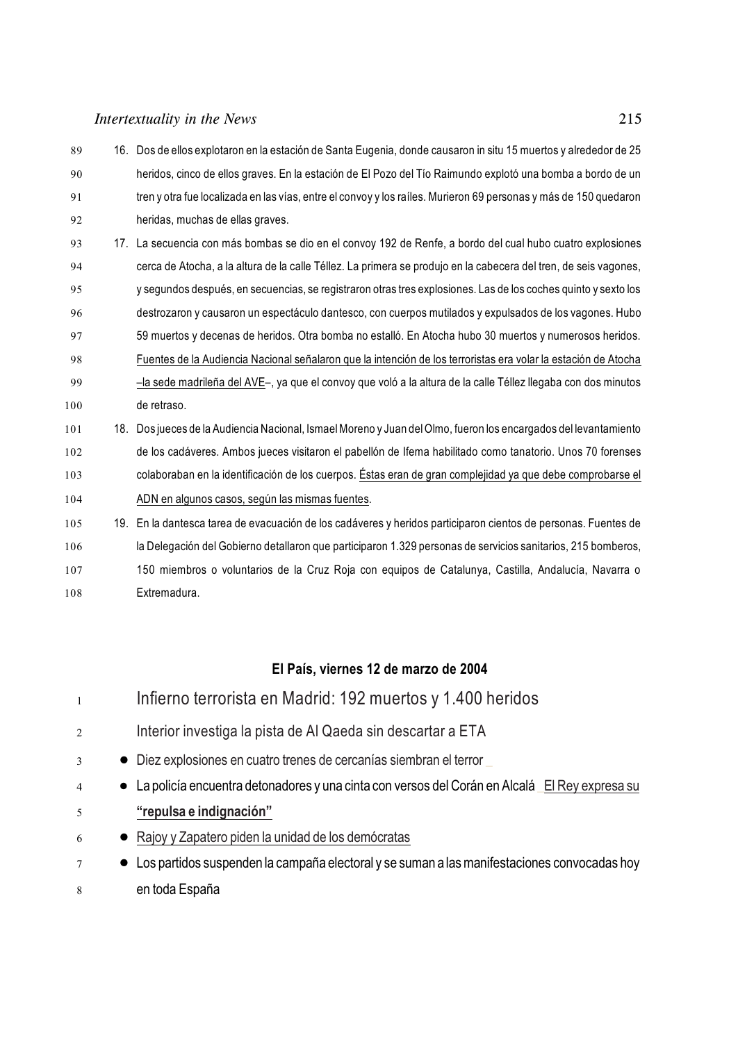89 16. Dos de ellos explotaron en la estación de Santa Eugenia, donde causaron in situ 15 muertos y alrededor de 25
90 heridos, cinco de ellos graves. En la estación de El Pozo del Tío Raimundo explotó una bomba a bordo de un
91 tren y otra fue localizada en las vías, entre el convoy y los raíles. Murieron 69 personas y más de 150 quedaron
92 heridas, muchas de ellas graves.

93 17. La secuencia con más bombas se dio en el convoy 192 de Renfe, a bordo del cual hubo cuatro explosiones
94 cerca de Atocha, a la altura de la calle Téllez. La primera se produjo en la cabecera del tren, de seis vagones,
95 y segundos después, en secuencias, se registraron otras tres explosiones. Las de los coches quinto y sexto los
96 destrozaron y causaron un espectáculo dantesco, con cuerpos mutilados y expulsados de los vagones. Hubo
97 59 muertos y decenas de heridos. Otra bomba no estalló. En Atocha hubo 30 muertos y numerosos heridos.
98 <u>Fuentes de la Audiencia Nacional señalaron que la intención de los terroristas era volar la estación de Atocha</u>
99 <u>–la sede madrileña del AVE</u>–, ya que el convoy que voló a la altura de la calle Téllez llegaba con dos minutos
100 de retraso.

101 18. Dos jueces de la Audiencia Nacional, Ismael Moreno y Juan del Olmo, fueron los encargados del levantamiento
102 de los cadáveres. Ambos jueces visitaron el pabellón de Ifema habilitado como tanatorio. Unos 70 forenses
103 colaboraban en la identificación de los cuerpos. <u>Éstas eran de gran complejidad ya que debe comprobarse el</u>
104 <u>ADN en algunos casos, según las mismas fuentes</u>.

105 19. En la dantesca tarea de evacuación de los cadáveres y heridos participaron cientos de personas. Fuentes de
106 la Delegación del Gobierno detallaron que participaron 1.329 personas de servicios sanitarios, 215 bomberos,
107 150 miembros o voluntarios de la Cruz Roja con equipos de Catalunya, Castilla, Andalucía, Navarra o
108 Extremadura.

**El País, viernes 12 de marzo de 2004**

1 Infierno terrorista en Madrid: 192 muertos y 1.400 heridos

2 Interior investiga la pista de Al Qaeda sin descartar a ETA

3 ● Diez explosiones en cuatro trenes de cercanías siembran el terror

4 ● La policía encuentra detonadores y una cinta con versos del Corán en Alcalá <u>El Rey expresa su</u>
5 <u>**“repulsa e indignación”**</u>

6 ● <u>Rajoy y Zapatero piden la unidad de los demócratas</u>

7 ● Los partidos suspenden la campaña electoral y se suman a las manifestaciones convocadas hoy
8 en toda España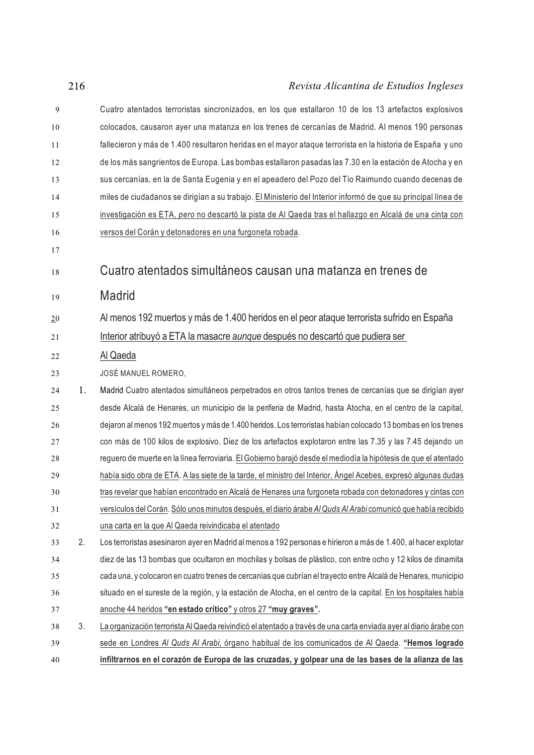Cuatro atentados terroristas sincronizados, en los que estallaron 10 de los 13 artefactos explosivos colocados, causaron ayer una matanza en los trenes de cercanías de Madrid. Al menos 190 personas fallecieron y más de 1.400 resultaron heridas en el mayor ataque terrorista en la historia de España y uno de los más sangrientos de Europa. Las bombas estallaron pasadas las 7.30 en la estación de Atocha y en sus cercanías, en la de Santa Eugenia y en el apeadero del Pozo del Tío Raimundo cuando decenas de miles de ciudadanos se dirigían a su trabajo. <u>El Ministerio del Interior informó de que su principal línea de investigación es ETA, *pero* no descartó la pista de Al Qaeda tras el hallazgo en Alcalá de una cinta con versos del Corán y detonadores en una furgoneta robada</u>.

## Cuatro atentados simultáneos causan una matanza en trenes de Madrid

### Al menos 192 muertos y más de 1.400 heridos en el peor ataque terrorista sufrido en España

### <u>Interior atribuyó a ETA la masacre *aunque* después no descartó que pudiera ser Al Qaeda</u>

JOSÉ MANUEL ROMERO,

1. Madrid Cuatro atentados simultáneos perpetrados en otros tantos trenes de cercanías que se dirigían ayer desde Alcalá de Henares, un municipio de la periferia de Madrid, hasta Atocha, en el centro de la capital, dejaron al menos 192 muertos y más de 1.400 heridos. Los terroristas habían colocado 13 bombas en los trenes con más de 100 kilos de explosivo. Diez de los artefactos explotaron entre las 7.35 y las 7.45 dejando un reguero de muerte en la línea ferroviaria. <u>El Gobierno barajó desde el mediodía la hipótesis de que el atentado había sido obra de ETA</u>. <u>A las siete de la tarde, el ministro del Interior, Ángel Acebes, expresó algunas dudas tras revelar que habían encontrado en Alcalá de Henares una furgoneta robada con detonadores y cintas con versículos del Corán</u>. <u>Sólo unos minutos después, el diario árabe *Al Quds Al Arabi* comunicó que había recibido una carta en la que Al Qaeda reivindicaba el atentado</u>
2. Los terroristas asesinaron ayer en Madrid al menos a 192 personas e hirieron a más de 1.400, al hacer explotar diez de las 13 bombas que ocultaron en mochilas y bolsas de plástico, con entre ocho y 12 kilos de dinamita cada una, y colocaron en cuatro trenes de cercanías que cubrían el trayecto entre Alcalá de Henares, municipio situado en el sureste de la región, y la estación de Atocha, en el centro de la capital. <u>En los hospitales había anoche 44 heridos **"en estado crítico"** y otros 27 **"muy graves"**.</u>
3. <u>La organización terrorista Al Qaeda reivindicó el atentado a través de una carta enviada ayer al diario árabe con sede en Londres *Al Quds Al Arabi*, órgano habitual de los comunicados de Al Qaeda</u>. **"Hemos logrado infiltrarnos en el corazón de Europa de las cruzadas, y golpear una de las bases de la alianza de las**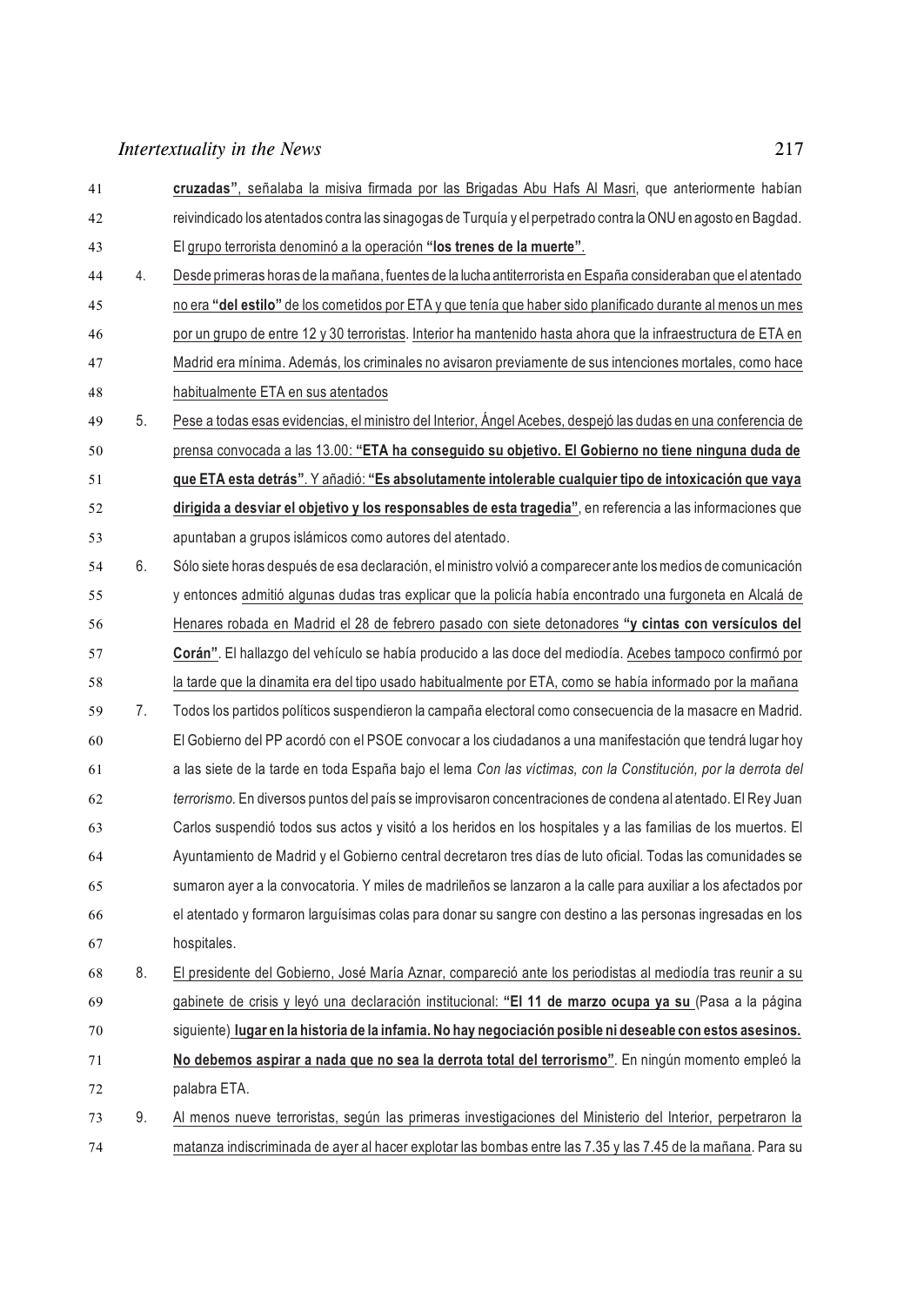**cruzadas"**, señalaba la misiva firmada por las Brigadas Abu Hafs Al Masri, que anteriormente habían reivindicado los atentados contra las sinagogas de Turquía y el perpetrado contra la ONU en agosto en Bagdad. El grupo terrorista denominó a la operación **"los trenes de la muerte"**.

4. Desde primeras horas de la mañana, fuentes de la lucha antiterrorista en España consideraban que el atentado no era **"del estilo"** de los cometidos por ETA y que tenía que haber sido planificado durante al menos un mes por un grupo de entre 12 y 30 terroristas. Interior ha mantenido hasta ahora que la infraestructura de ETA en Madrid era mínima. Además, los criminales no avisaron previamente de sus intenciones mortales, como hace habitualmente ETA en sus atentados

5. Pese a todas esas evidencias, el ministro del Interior, Ángel Acebes, despejó las dudas en una conferencia de prensa convocada a las 13.00: **"ETA ha conseguido su objetivo. El Gobierno no tiene ninguna duda de que ETA esta detrás"**. Y añadió: **"Es absolutamente intolerable cualquier tipo de intoxicación que vaya dirigida a desviar el objetivo y los responsables de esta tragedia"**, en referencia a las informaciones que apuntaban a grupos islámicos como autores del atentado.

6. Sólo siete horas después de esa declaración, el ministro volvió a comparecer ante los medios de comunicación y entonces admitió algunas dudas tras explicar que la policía había encontrado una furgoneta en Alcalá de Henares robada en Madrid el 28 de febrero pasado con siete detonadores **"y cintas con versículos del Corán"**. El hallazgo del vehículo se había producido a las doce del mediodía. Acebes tampoco confirmó por la tarde que la dinamita era del tipo usado habitualmente por ETA, como se había informado por la mañana

7. Todos los partidos políticos suspendieron la campaña electoral como consecuencia de la masacre en Madrid. El Gobierno del PP acordó con el PSOE convocar a los ciudadanos a una manifestación que tendrá lugar hoy a las siete de la tarde en toda España bajo el lema *Con las víctimas, con la Constitución, por la derrota del terrorismo.* En diversos puntos del país se improvisaron concentraciones de condena al atentado. El Rey Juan Carlos suspendió todos sus actos y visitó a los heridos en los hospitales y a las familias de los muertos. El Ayuntamiento de Madrid y el Gobierno central decretaron tres días de luto oficial. Todas las comunidades se sumaron ayer a la convocatoria. Y miles de madrileños se lanzaron a la calle para auxiliar a los afectados por el atentado y formaron larguísimas colas para donar su sangre con destino a las personas ingresadas en los hospitales.

8. El presidente del Gobierno, José María Aznar, compareció ante los periodistas al mediodía tras reunir a su gabinete de crisis y leyó una declaración institucional: **"El 11 de marzo ocupa ya su** (Pasa a la página siguiente) **lugar en la historia de la infamia. No hay negociación posible ni deseable con estos asesinos. No debemos aspirar a nada que no sea la derrota total del terrorismo"**. En ningún momento empleó la palabra ETA.

9. Al menos nueve terroristas, según las primeras investigaciones del Ministerio del Interior, perpetraron la matanza indiscriminada de ayer al hacer explotar las bombas entre las 7.35 y las 7.45 de la mañana. Para su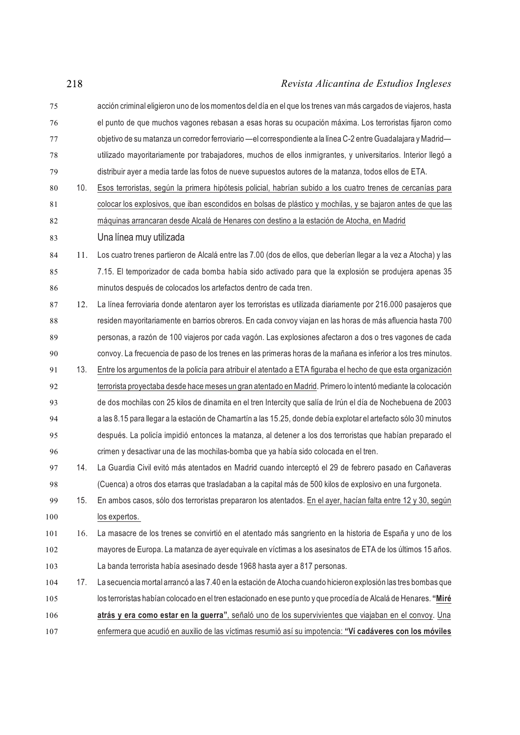acción criminal eligieron uno de los momentos del día en el que los trenes van más cargados de viajeros, hasta el punto de que muchos vagones rebasan a esas horas su ocupación máxima. Los terroristas fijaron como objetivo de su matanza un corredor ferroviario —el correspondiente a la línea C-2 entre Guadalajara y Madrid— utilizado mayoritariamente por trabajadores, muchos de ellos inmigrantes, y universitarios. Interior llegó a distribuir ayer a media tarde las fotos de nueve supuestos autores de la matanza, todos ellos de ETA.

10. <u>Esos terroristas, según la primera hipótesis policial, habrían subido a los cuatro trenes de cercanías para colocar los explosivos, que iban escondidos en bolsas de plástico y mochilas, y se bajaron antes de que las máquinas arrancaran desde Alcalá de Henares con destino a la estación de Atocha, en Madrid</u>

## Una línea muy utilizada

11. Los cuatro trenes partieron de Alcalá entre las 7.00 (dos de ellos, que deberían llegar a la vez a Atocha) y las 7.15. El temporizador de cada bomba había sido activado para que la explosión se produjera apenas 35 minutos después de colocados los artefactos dentro de cada tren.

12. La línea ferroviaria donde atentaron ayer los terroristas es utilizada diariamente por 216.000 pasajeros que residen mayoritariamente en barrios obreros. En cada convoy viajan en las horas de más afluencia hasta 700 personas, a razón de 100 viajeros por cada vagón. Las explosiones afectaron a dos o tres vagones de cada convoy. La frecuencia de paso de los trenes en las primeras horas de la mañana es inferior a los tres minutos.

13. <u>Entre los argumentos de la policía para atribuir el atentado a ETA figuraba el hecho de que esta organización terrorista proyectaba desde hace meses un gran atentado en Madrid</u>. Primero lo intentó mediante la colocación de dos mochilas con 25 kilos de dinamita en el tren Intercity que salía de Irún el día de Nochebuena de 2003 a las 8.15 para llegar a la estación de Chamartín a las 15.25, donde debía explotar el artefacto sólo 30 minutos después. La policía impidió entonces la matanza, al detener a los dos terroristas que habían preparado el crimen y desactivar una de las mochilas-bomba que ya había sido colocada en el tren.

14. La Guardia Civil evitó más atentados en Madrid cuando interceptó el 29 de febrero pasado en Cañaveras (Cuenca) a otros dos etarras que trasladaban a la capital más de 500 kilos de explosivo en una furgoneta.

15. En ambos casos, sólo dos terroristas prepararon los atentados. <u>En el ayer, hacían falta entre 12 y 30, según los expertos.</u>

16. La masacre de los trenes se convirtió en el atentado más sangriento en la historia de España y uno de los mayores de Europa. La matanza de ayer equivale en víctimas a los asesinatos de ETA de los últimos 15 años. La banda terrorista había asesinado desde 1968 hasta ayer a 817 personas.

17. La secuencia mortal arrancó a las 7.40 en la estación de Atocha cuando hicieron explosión las tres bombas que los terroristas habían colocado en el tren estacionado en ese punto y que procedía de Alcalá de Henares. <u>**"Miré atrás y era como estar en la guerra"**, señaló uno de los supervivientes que viajaban en el convoy</u>. <u>Una enfermera que acudió en auxilio de las víctimas resumió así su impotencia: **"Ví cadáveres con los móviles**</u>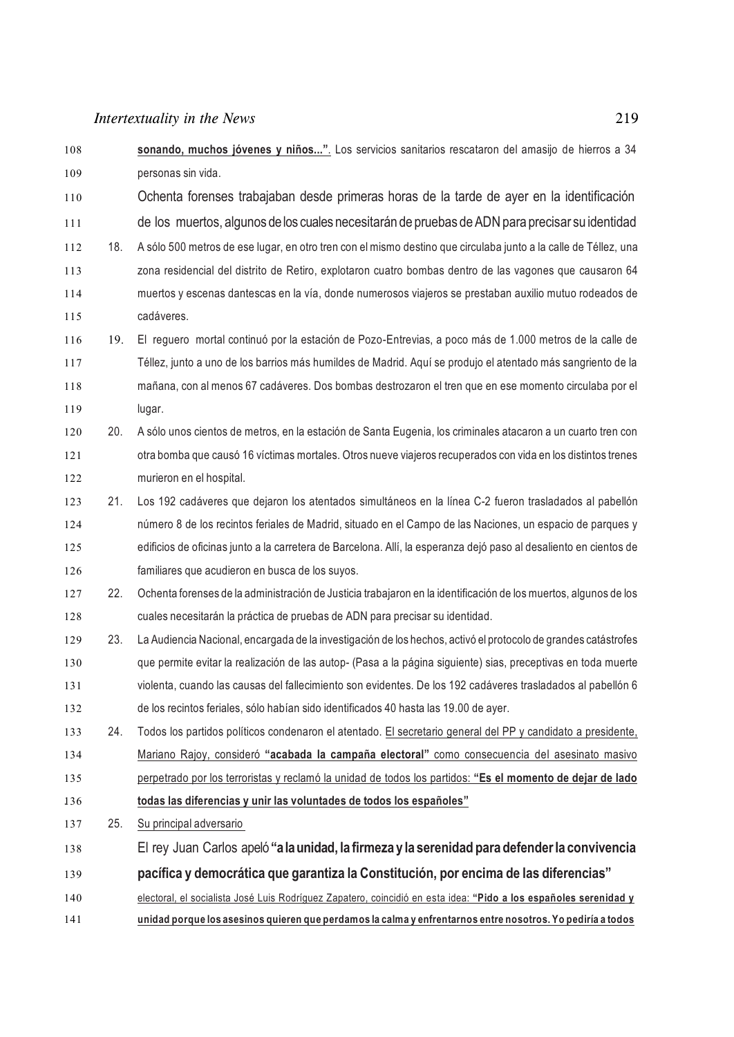108 **sonando, muchos jóvenes y niños..."**. Los servicios sanitarios rescataron del amasijo de hierros a 34
109 personas sin vida.

110 Ochenta forenses trabajaban desde primeras horas de la tarde de ayer en la identificación
111 de los muertos, algunos de los cuales necesitarán de pruebas de ADN para precisar su identidad

112 18. A sólo 500 metros de ese lugar, en otro tren con el mismo destino que circulaba junto a la calle de Téllez, una
113 zona residencial del distrito de Retiro, explotaron cuatro bombas dentro de las vagones que causaron 64
114 muertos y escenas dantescas en la vía, donde numerosos viajeros se prestaban auxilio mutuo rodeados de
115 cadáveres.

116 19. El reguero mortal continuó por la estación de Pozo-Entrevias, a poco más de 1.000 metros de la calle de
117 Téllez, junto a uno de los barrios más humildes de Madrid. Aquí se produjo el atentado más sangriento de la
118 mañana, con al menos 67 cadáveres. Dos bombas destrozaron el tren que en ese momento circulaba por el
119 lugar.

120 20. A sólo unos cientos de metros, en la estación de Santa Eugenia, los criminales atacaron a un cuarto tren con
121 otra bomba que causó 16 víctimas mortales. Otros nueve viajeros recuperados con vida en los distintos trenes
122 murieron en el hospital.

123 21. Los 192 cadáveres que dejaron los atentados simultáneos en la línea C-2 fueron trasladados al pabellón
124 número 8 de los recintos feriales de Madrid, situado en el Campo de las Naciones, un espacio de parques y
125 edificios de oficinas junto a la carretera de Barcelona. Allí, la esperanza dejó paso al desaliento en cientos de
126 familiares que acudieron en busca de los suyos.

127 22. Ochenta forenses de la administración de Justicia trabajaron en la identificación de los muertos, algunos de los
128 cuales necesitarán la práctica de pruebas de ADN para precisar su identidad.

129 23. La Audiencia Nacional, encargada de la investigación de los hechos, activó el protocolo de grandes catástrofes
130 que permite evitar la realización de las autop- (Pasa a la página siguiente) sias, preceptivas en toda muerte
131 violenta, cuando las causas del fallecimiento son evidentes. De los 192 cadáveres trasladados al pabellón 6
132 de los recintos feriales, sólo habían sido identificados 40 hasta las 19.00 de ayer.

133 24. Todos los partidos políticos condenaron el atentado. <u>El secretario general del PP y candidato a presidente,</u>
134 <u>Mariano Rajoy, consideró **"acabada la campaña electoral"** como consecuencia del asesinato masivo</u>
135 <u>perpetrado por los terroristas y reclamó la unidad de todos los partidos: **"Es el momento de dejar de lado**</u>
136 <u>**todas las diferencias y unir las voluntades de todos los españoles"**</u>

137 25. <u>Su principal adversario</u>

138 El rey Juan Carlos apeló **"a la unidad, la firmeza y la serenidad para defender la convivencia**
139 **pacífica y democrática que garantiza la Constitución, por encima de las diferencias"**

140 <u>electoral, el socialista José Luis Rodríguez Zapatero, coincidió en esta idea: **"Pido a los españoles serenidad y**</u>
141 <u>**unidad porque los asesinos quieren que perdamos la calma y enfrentarnos entre nosotros. Yo pediría a todos**</u>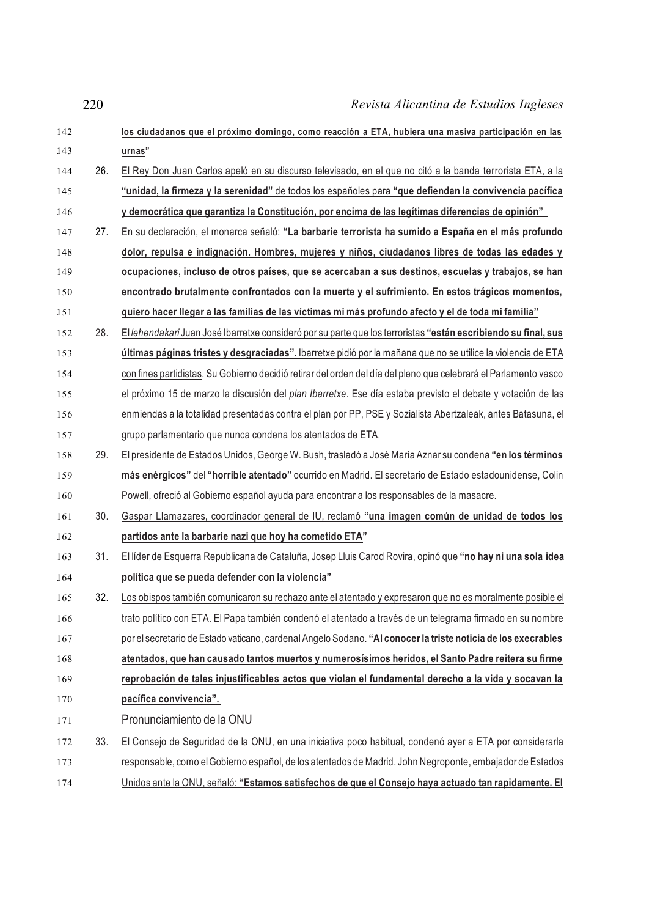**los ciudadanos que el próximo domingo, como reacción a ETA, hubiera una masiva participación en las urnas"**

26. El Rey Don Juan Carlos apeló en su discurso televisado, en el que no citó a la banda terrorista ETA, a la **"unidad, la firmeza y la serenidad"** de todos los españoles para **"que defiendan la convivencia pacífica y democrática que garantiza la Constitución, por encima de las legítimas diferencias de opinión"**

27. En su declaración, el monarca señaló: **"La barbarie terrorista ha sumido a España en el más profundo dolor, repulsa e indignación. Hombres, mujeres y niños, ciudadanos libres de todas las edades y ocupaciones, incluso de otros países, que se acercaban a sus destinos, escuelas y trabajos, se han encontrado brutalmente confrontados con la muerte y el sufrimiento. En estos trágicos momentos, quiero hacer llegar a las familias de las víctimas mi más profundo afecto y el de toda mi familia"**

28. El *lehendakari* Juan José Ibarretxe consideró por su parte que los terroristas **"están escribiendo su final, sus últimas páginas tristes y desgraciadas".** Ibarretxe pidió por la mañana que no se utilice la violencia de ETA con fines partidistas. Su Gobierno decidió retirar del orden del día del pleno que celebrará el Parlamento vasco el próximo 15 de marzo la discusión del *plan Ibarretxe*. Ese día estaba previsto el debate y votación de las enmiendas a la totalidad presentadas contra el plan por PP, PSE y Sozialista Abertzaleak, antes Batasuna, el grupo parlamentario que nunca condena los atentados de ETA.

29. El presidente de Estados Unidos, George W. Bush, trasladó a José María Aznar su condena **"en los términos más enérgicos"** del **"horrible atentado"** ocurrido en Madrid. El secretario de Estado estadounidense, Colin Powell, ofreció al Gobierno español ayuda para encontrar a los responsables de la masacre.

30. Gaspar Llamazares, coordinador general de IU, reclamó **"una imagen común de unidad de todos los partidos ante la barbarie nazi que hoy ha cometido ETA"**

31. El líder de Esquerra Republicana de Cataluña, Josep Lluis Carod Rovira, opinó que **"no hay ni una sola idea política que se pueda defender con la violencia"**

32. Los obispos también comunicaron su rechazo ante el atentado y expresaron que no es moralmente posible el trato político con ETA. El Papa también condenó el atentado a través de un telegrama firmado en su nombre por el secretario de Estado vaticano, cardenal Angelo Sodano. **"Al conocer la triste noticia de los execrables atentados, que han causado tantos muertos y numerosísimos heridos, el Santo Padre reitera su firme reprobación de tales injustificables actos que violan el fundamental derecho a la vida y socavan la pacífica convivencia".**

Pronunciamiento de la ONU

33. El Consejo de Seguridad de la ONU, en una iniciativa poco habitual, condenó ayer a ETA por considerarla responsable, como el Gobierno español, de los atentados de Madrid. John Negroponte, embajador de Estados Unidos ante la ONU, señaló: **"Estamos satisfechos de que el Consejo haya actuado tan rapidamente. El**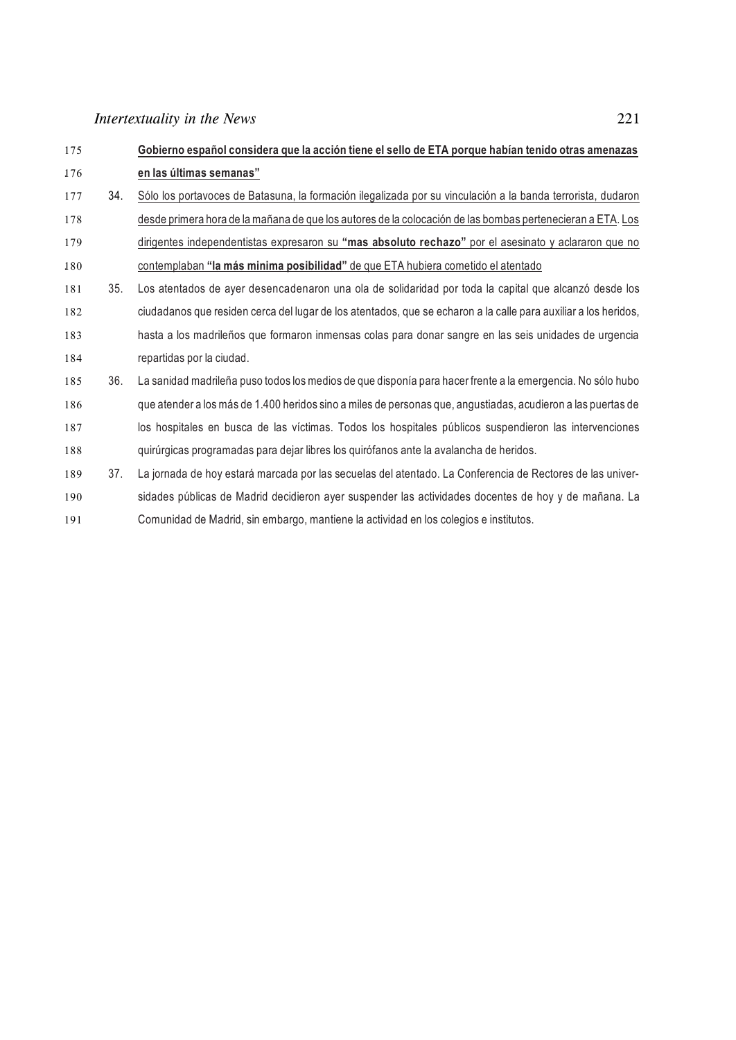**Gobierno español considera que la acción tiene el sello de ETA porque habían tenido otras amenazas en las últimas semanas"**

34. Sólo los portavoces de Batasuna, la formación ilegalizada por su vinculación a la banda terrorista, dudaron desde primera hora de la mañana de que los autores de la colocación de las bombas pertenecieran a ETA. Los dirigentes independentistas expresaron su **"mas absoluto rechazo"** por el asesinato y aclararon que no contemplaban **"la más minima posibilidad"** de que ETA hubiera cometido el atentado

35. Los atentados de ayer desencadenaron una ola de solidaridad por toda la capital que alcanzó desde los ciudadanos que residen cerca del lugar de los atentados, que se echaron a la calle para auxiliar a los heridos, hasta a los madrileños que formaron inmensas colas para donar sangre en las seis unidades de urgencia repartidas por la ciudad.

36. La sanidad madrileña puso todos los medios de que disponía para hacer frente a la emergencia. No sólo hubo que atender a los más de 1.400 heridos sino a miles de personas que, angustiadas, acudieron a las puertas de los hospitales en busca de las víctimas. Todos los hospitales públicos suspendieron las intervenciones quirúrgicas programadas para dejar libres los quirófanos ante la avalancha de heridos.

37. La jornada de hoy estará marcada por las secuelas del atentado. La Conferencia de Rectores de las universidades públicas de Madrid decidieron ayer suspender las actividades docentes de hoy y de mañana. La Comunidad de Madrid, sin embargo, mantiene la actividad en los colegios e institutos.